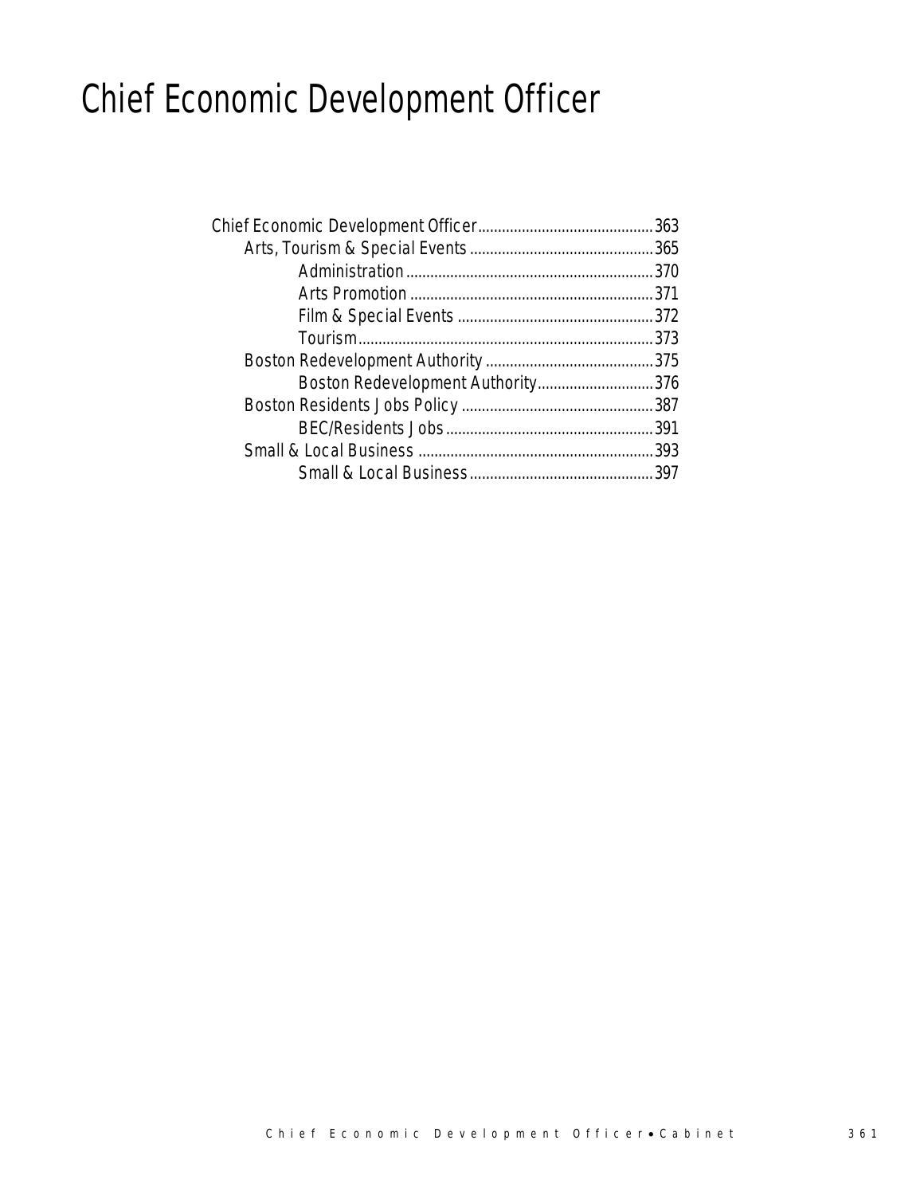# Chief Economic Development Officer

- Chief Economic Development Officer............................................363
  - Arts, Tourism & Special Events..............................................365
    - Administration..............................................................370
    - Arts Promotion.............................................................371
    - Film & Special Events.................................................372
    - Tourism..........................................................................373
  - Boston Redevelopment Authority..........................................375
    - Boston Redevelopment Authority.............................376
  - Boston Residents Jobs Policy................................................387
    - BEC/Residents Jobs....................................................391
  - Small & Local Business...........................................................393
    - Small & Local Business..............................................397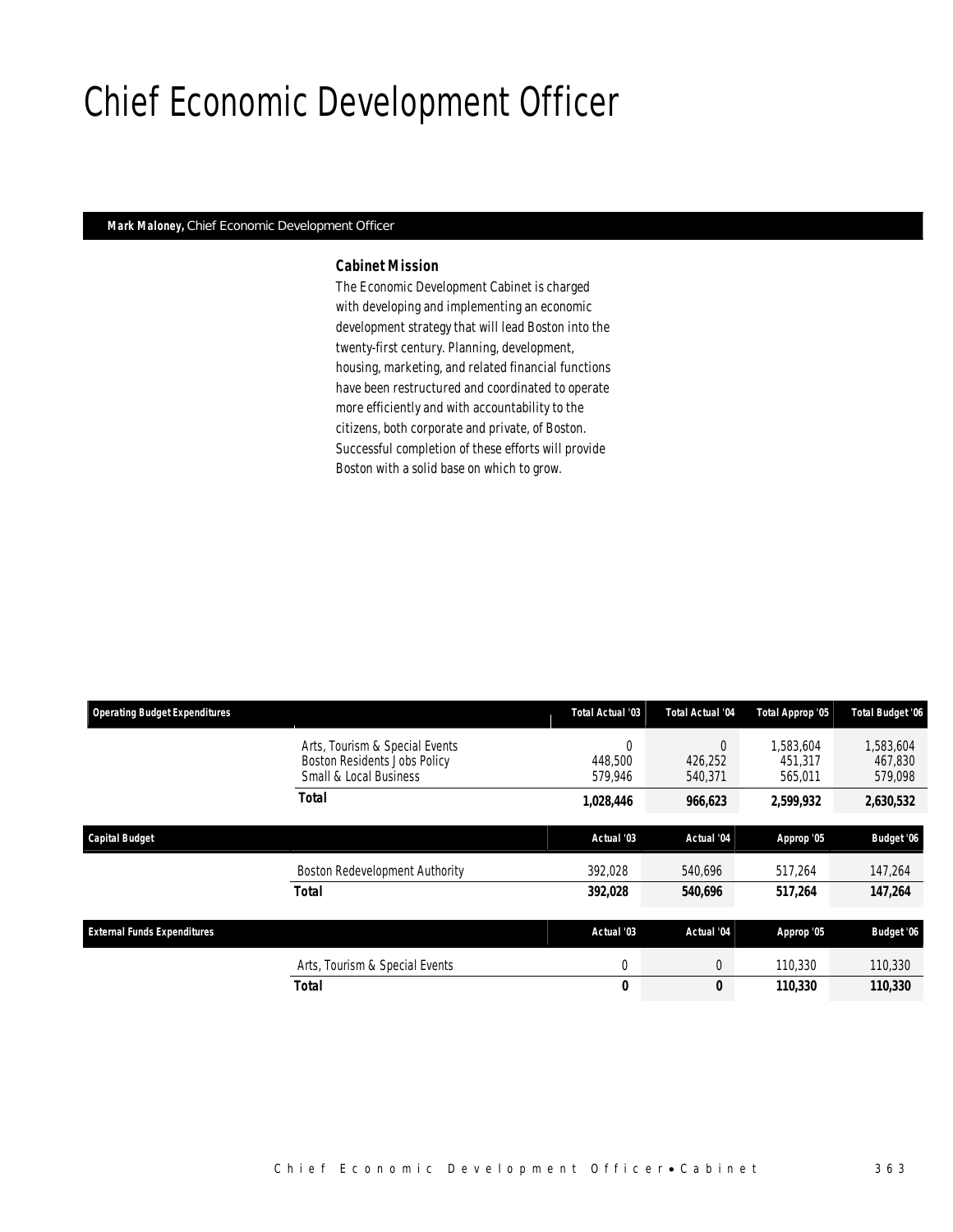# Chief Economic Development Officer

**Mark Maloney,** Chief Economic Development Officer

### Cabinet Mission

The Economic Development Cabinet is charged with developing and implementing an economic development strategy that will lead Boston into the twenty-first century. Planning, development, housing, marketing, and related financial functions have been restructured and coordinated to operate more efficiently and with accountability to the citizens, both corporate and private, of Boston. Successful completion of these efforts will provide Boston with a solid base on which to grow.

| Operating Budget Expenditures | | Total Actual '03 | Total Actual '04 | Total Approp '05 | Total Budget '06 |
|---|---|---|---|---|---|
| | Arts, Tourism & Special Events | 0 | 0 | 1,583,604 | 1,583,604 |
| | Boston Residents Jobs Policy | 448,500 | 426,252 | 451,317 | 467,830 |
| | Small & Local Business | 579,946 | 540,371 | 565,011 | 579,098 |
| | **Total** | **1,028,446** | **966,623** | **2,599,932** | **2,630,532** |

| Capital Budget | | Actual '03 | Actual '04 | Approp '05 | Budget '06 |
|---|---|---|---|---|---|
| | Boston Redevelopment Authority | 392,028 | 540,696 | 517,264 | 147,264 |
| | **Total** | **392,028** | **540,696** | **517,264** | **147,264** |

| External Funds Expenditures | | Actual '03 | Actual '04 | Approp '05 | Budget '06 |
|---|---|---|---|---|---|
| | Arts, Tourism & Special Events | 0 | 0 | 110,330 | 110,330 |
| | **Total** | **0** | **0** | **110,330** | **110,330** |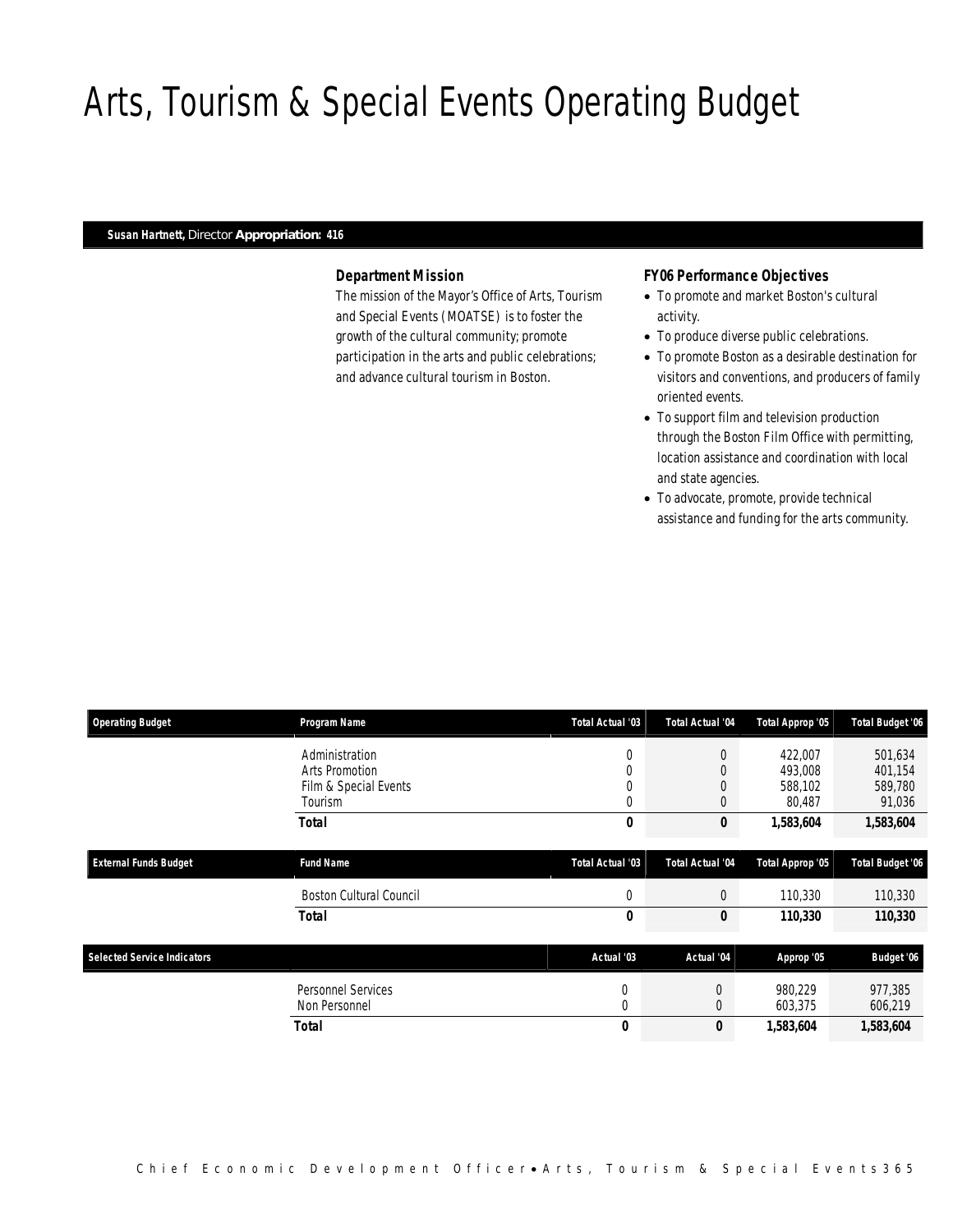# Arts, Tourism & Special Events Operating Budget

**Susan Hartnett,** Director **Appropriation: 416**

### Department Mission

The mission of the Mayor's Office of Arts, Tourism and Special Events (MOATSE) is to foster the growth of the cultural community; promote participation in the arts and public celebrations; and advance cultural tourism in Boston.

### FY06 Performance Objectives

- To promote and market Boston's cultural activity.
- To produce diverse public celebrations.
- To promote Boston as a desirable destination for visitors and conventions, and producers of family oriented events.
- To support film and television production through the Boston Film Office with permitting, location assistance and coordination with local and state agencies.
- To advocate, promote, provide technical assistance and funding for the arts community.

| Operating Budget | Program Name | Total Actual '03 | Total Actual '04 | Total Approp '05 | Total Budget '06 |
|---|---|---|---|---|---|
| | Administration | 0 | 0 | 422,007 | 501,634 |
| | Arts Promotion | 0 | 0 | 493,008 | 401,154 |
| | Film & Special Events | 0 | 0 | 588,102 | 589,780 |
| | Tourism | 0 | 0 | 80,487 | 91,036 |
| | **Total** | **0** | **0** | **1,583,604** | **1,583,604** |

| External Funds Budget | Fund Name | Total Actual '03 | Total Actual '04 | Total Approp '05 | Total Budget '06 |
|---|---|---|---|---|---|
| | Boston Cultural Council | 0 | 0 | 110,330 | 110,330 |
| | **Total** | **0** | **0** | **110,330** | **110,330** |

| Selected Service Indicators | | Actual '03 | Actual '04 | Approp '05 | Budget '06 |
|---|---|---|---|---|---|
| | Personnel Services | 0 | 0 | 980,229 | 977,385 |
| | Non Personnel | 0 | 0 | 603,375 | 606,219 |
| | **Total** | **0** | **0** | **1,583,604** | **1,583,604** |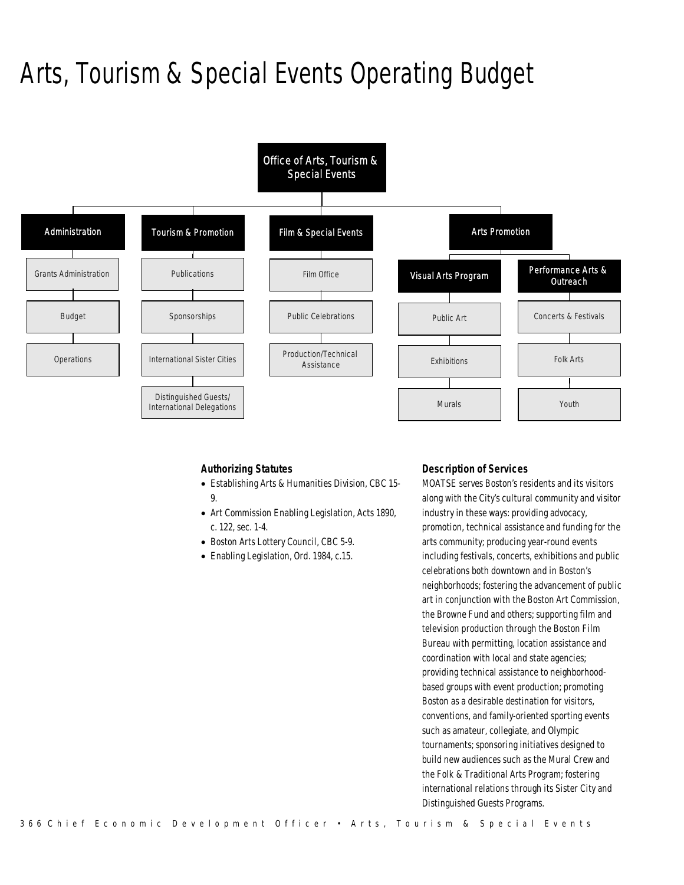# Arts, Tourism & Special Events Operating Budget

- **Office of Arts, Tourism & Special Events**
  - **Administration**
    - Grants Administration
    - Budget
    - Operations
  - **Tourism & Promotion**
    - Publications
    - Sponsorships
    - International Sister Cities
    - Distinguished Guests/ International Delegations
  - **Film & Special Events**
    - Film Office
    - Public Celebrations
    - Production/Technical Assistance
  - **Arts Promotion**
    - **Visual Arts Program**
      - Public Art
      - Exhibitions
      - Murals
    - **Performance Arts & Outreach**
      - Concerts & Festivals
      - Folk Arts
      - Youth

### Authorizing Statutes

- Establishing Arts & Humanities Division, CBC 15-9.
- Art Commission Enabling Legislation, Acts 1890, c. 122, sec. 1-4.
- Boston Arts Lottery Council, CBC 5-9.
- Enabling Legislation, Ord. 1984, c.15.

### Description of Services

MOATSE serves Boston's residents and its visitors along with the City's cultural community and visitor industry in these ways: providing advocacy, promotion, technical assistance and funding for the arts community; producing year-round events including festivals, concerts, exhibitions and public celebrations both downtown and in Boston's neighborhoods; fostering the advancement of public art in conjunction with the Boston Art Commission, the Browne Fund and others; supporting film and television production through the Boston Film Bureau with permitting, location assistance and coordination with local and state agencies; providing technical assistance to neighborhood-based groups with event production; promoting Boston as a desirable destination for visitors, conventions, and family-oriented sporting events such as amateur, collegiate, and Olympic tournaments; sponsoring initiatives designed to build new audiences such as the Mural Crew and the Folk & Traditional Arts Program; fostering international relations through its Sister City and Distinguished Guests Programs.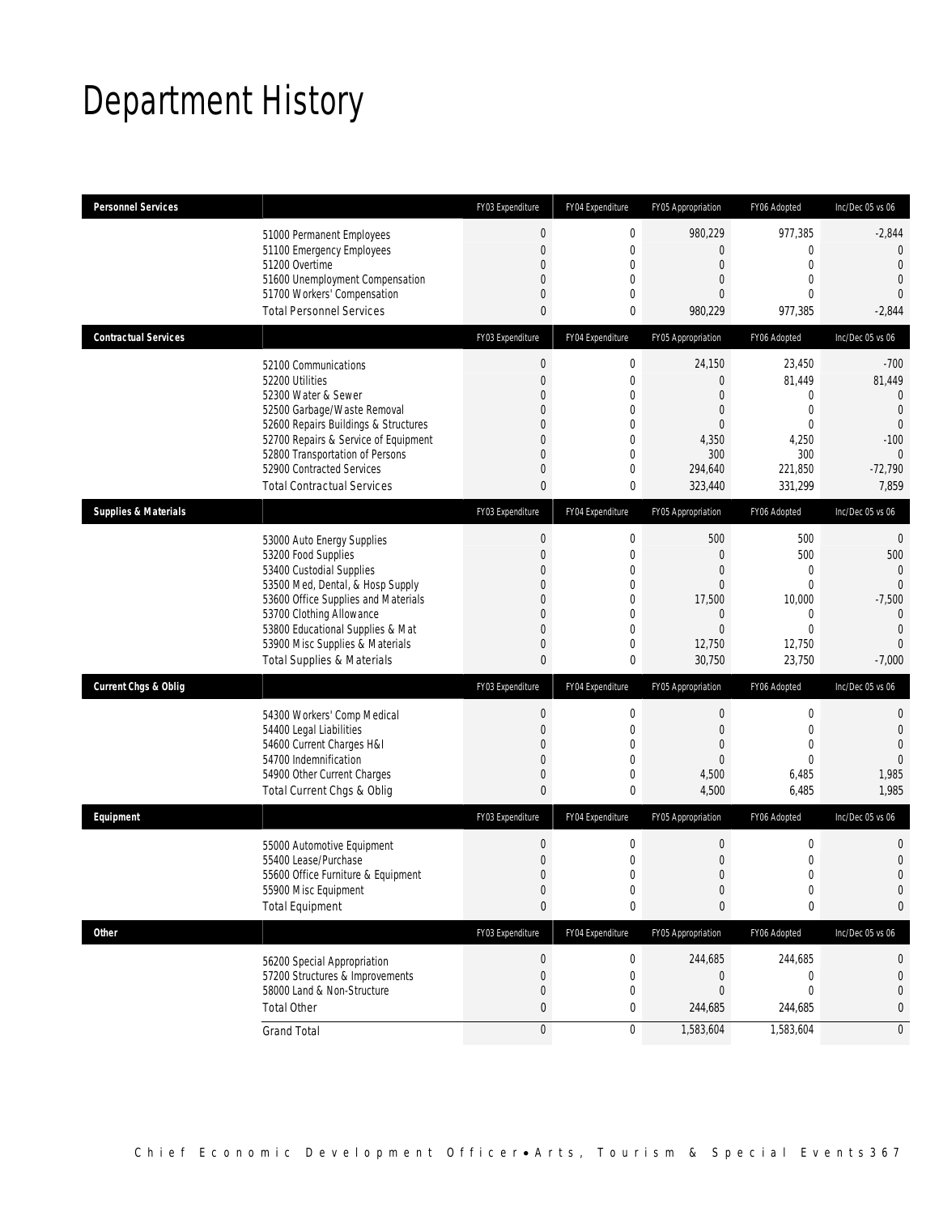# Department History

| Personnel Services | | FY03 Expenditure | FY04 Expenditure | FY05 Appropriation | FY06 Adopted | Inc/Dec 05 vs 06 |
|---|---|---|---|---|---|---|
| | 51000 Permanent Employees | 0 | 0 | 980,229 | 977,385 | -2,844 |
| | 51100 Emergency Employees | 0 | 0 | 0 | 0 | 0 |
| | 51200 Overtime | 0 | 0 | 0 | 0 | 0 |
| | 51600 Unemployment Compensation | 0 | 0 | 0 | 0 | 0 |
| | 51700 Workers' Compensation | 0 | 0 | 0 | 0 | 0 |
| | Total Personnel Services | 0 | 0 | 980,229 | 977,385 | -2,844 |

| Contractual Services | | FY03 Expenditure | FY04 Expenditure | FY05 Appropriation | FY06 Adopted | Inc/Dec 05 vs 06 |
|---|---|---|---|---|---|---|
| | 52100 Communications | 0 | 0 | 24,150 | 23,450 | -700 |
| | 52200 Utilities | 0 | 0 | 0 | 81,449 | 81,449 |
| | 52300 Water & Sewer | 0 | 0 | 0 | 0 | 0 |
| | 52500 Garbage/Waste Removal | 0 | 0 | 0 | 0 | 0 |
| | 52600 Repairs Buildings & Structures | 0 | 0 | 0 | 0 | 0 |
| | 52700 Repairs & Service of Equipment | 0 | 0 | 4,350 | 4,250 | -100 |
| | 52800 Transportation of Persons | 0 | 0 | 300 | 300 | 0 |
| | 52900 Contracted Services | 0 | 0 | 294,640 | 221,850 | -72,790 |
| | Total Contractual Services | 0 | 0 | 323,440 | 331,299 | 7,859 |

| Supplies & Materials | | FY03 Expenditure | FY04 Expenditure | FY05 Appropriation | FY06 Adopted | Inc/Dec 05 vs 06 |
|---|---|---|---|---|---|---|
| | 53000 Auto Energy Supplies | 0 | 0 | 500 | 500 | 0 |
| | 53200 Food Supplies | 0 | 0 | 0 | 500 | 500 |
| | 53400 Custodial Supplies | 0 | 0 | 0 | 0 | 0 |
| | 53500 Med, Dental, & Hosp Supply | 0 | 0 | 0 | 0 | 0 |
| | 53600 Office Supplies and Materials | 0 | 0 | 17,500 | 10,000 | -7,500 |
| | 53700 Clothing Allowance | 0 | 0 | 0 | 0 | 0 |
| | 53800 Educational Supplies & Mat | 0 | 0 | 0 | 0 | 0 |
| | 53900 Misc Supplies & Materials | 0 | 0 | 12,750 | 12,750 | 0 |
| | Total Supplies & Materials | 0 | 0 | 30,750 | 23,750 | -7,000 |

| Current Chgs & Oblig | | FY03 Expenditure | FY04 Expenditure | FY05 Appropriation | FY06 Adopted | Inc/Dec 05 vs 06 |
|---|---|---|---|---|---|---|
| | 54300 Workers' Comp Medical | 0 | 0 | 0 | 0 | 0 |
| | 54400 Legal Liabilities | 0 | 0 | 0 | 0 | 0 |
| | 54600 Current Charges H&I | 0 | 0 | 0 | 0 | 0 |
| | 54700 Indemnification | 0 | 0 | 0 | 0 | 0 |
| | 54900 Other Current Charges | 0 | 0 | 4,500 | 6,485 | 1,985 |
| | Total Current Chgs & Oblig | 0 | 0 | 4,500 | 6,485 | 1,985 |

| Equipment | | FY03 Expenditure | FY04 Expenditure | FY05 Appropriation | FY06 Adopted | Inc/Dec 05 vs 06 |
|---|---|---|---|---|---|---|
| | 55000 Automotive Equipment | 0 | 0 | 0 | 0 | 0 |
| | 55400 Lease/Purchase | 0 | 0 | 0 | 0 | 0 |
| | 55600 Office Furniture & Equipment | 0 | 0 | 0 | 0 | 0 |
| | 55900 Misc Equipment | 0 | 0 | 0 | 0 | 0 |
| | Total Equipment | 0 | 0 | 0 | 0 | 0 |

| Other | | FY03 Expenditure | FY04 Expenditure | FY05 Appropriation | FY06 Adopted | Inc/Dec 05 vs 06 |
|---|---|---|---|---|---|---|
| | 56200 Special Appropriation | 0 | 0 | 244,685 | 244,685 | 0 |
| | 57200 Structures & Improvements | 0 | 0 | 0 | 0 | 0 |
| | 58000 Land & Non-Structure | 0 | 0 | 0 | 0 | 0 |
| | Total Other | 0 | 0 | 244,685 | 244,685 | 0 |
| | Grand Total | 0 | 0 | 1,583,604 | 1,583,604 | 0 |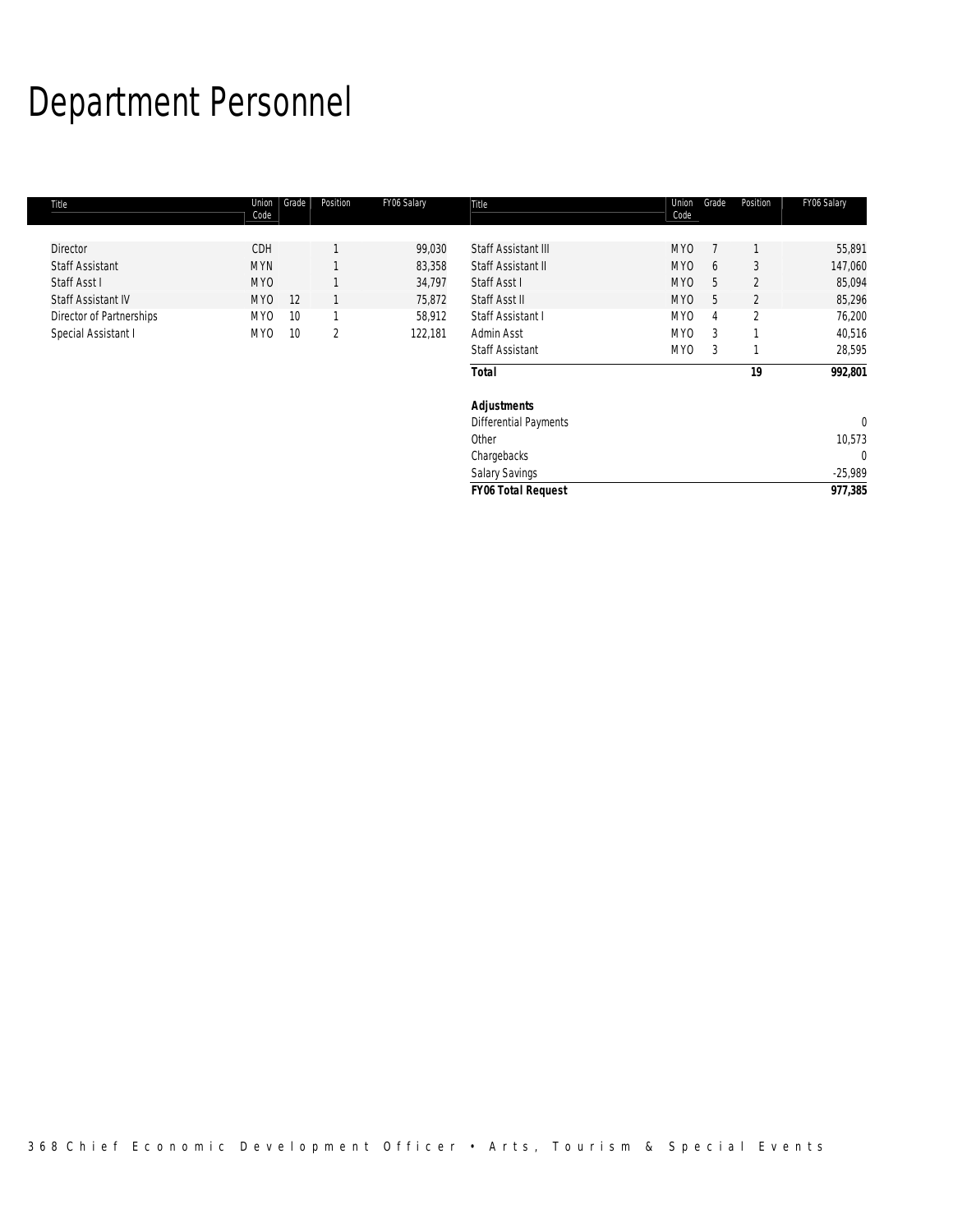# Department Personnel

| Title | Union Code | Grade | Position | FY06 Salary |
|---|---|---|---|---|
| Director | CDH | | 1 | 99,030 |
| Staff Assistant | MYN | | 1 | 83,358 |
| Staff Asst I | MYO | | 1 | 34,797 |
| Staff Assistant IV | MYO | 12 | 1 | 75,872 |
| Director of Partnerships | MYO | 10 | 1 | 58,912 |
| Special Assistant I | MYO | 10 | 2 | 122,181 |
| Staff Assistant III | MYO | 7 | 1 | 55,891 |
| Staff Assistant II | MYO | 6 | 3 | 147,060 |
| Staff Asst I | MYO | 5 | 2 | 85,094 |
| Staff Asst II | MYO | 5 | 2 | 85,296 |
| Staff Assistant I | MYO | 4 | 2 | 76,200 |
| Admin Asst | MYO | 3 | 1 | 40,516 |
| Staff Assistant | MYO | 3 | 1 | 28,595 |
| ***Total*** | | | **19** | **992,801** |
| | | | | |
| ***Adjustments*** | | | | |
| Differential Payments | | | | 0 |
| Other | | | | 10,573 |
| Chargebacks | | | | 0 |
| Salary Savings | | | | -25,989 |
| ***FY06 Total Request*** | | | | **977,385** |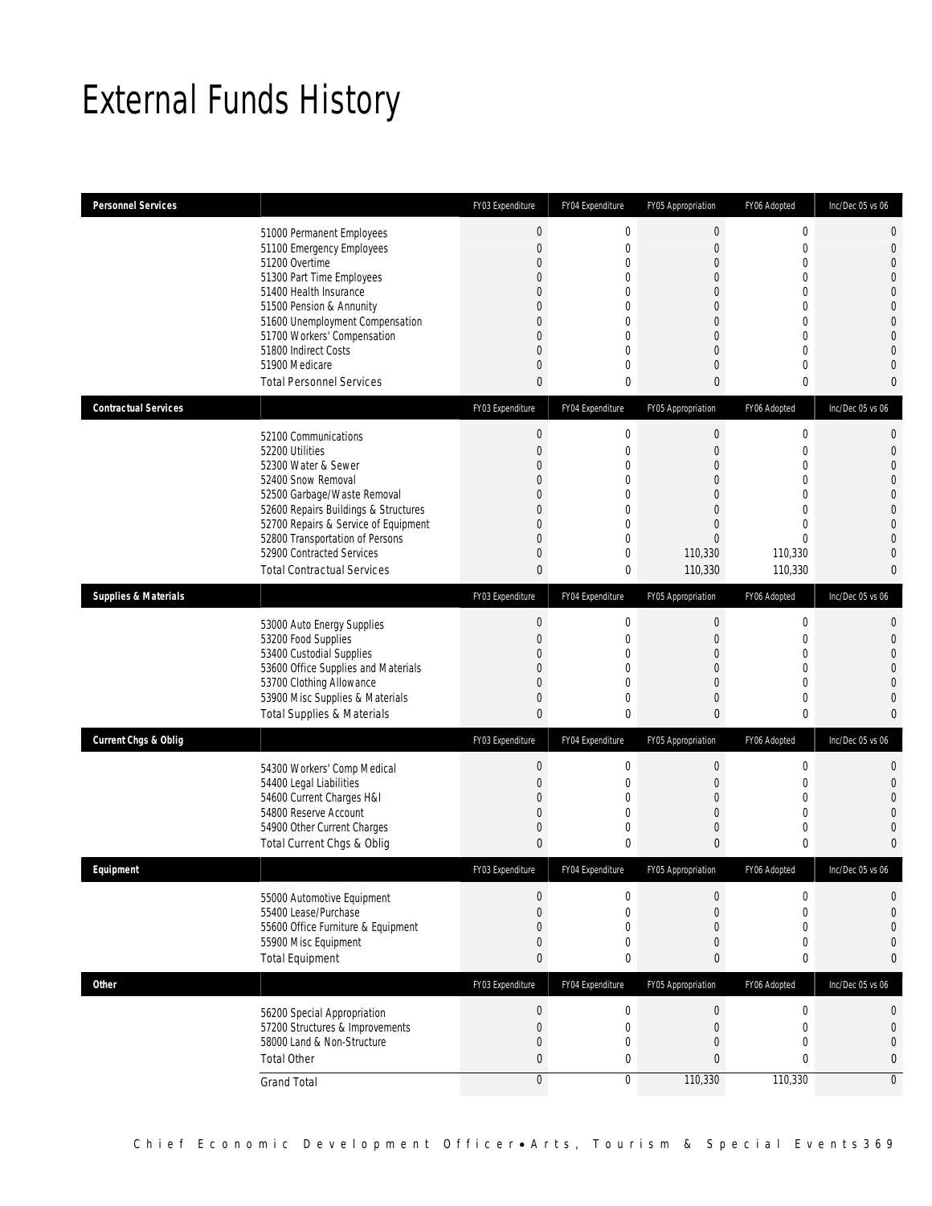# External Funds History

| Personnel Services | | FY03 Expenditure | FY04 Expenditure | FY05 Appropriation | FY06 Adopted | Inc/Dec 05 vs 06 |
|---|---|---|---|---|---|---|
| | 51000 Permanent Employees | 0 | 0 | 0 | 0 | 0 |
| | 51100 Emergency Employees | 0 | 0 | 0 | 0 | 0 |
| | 51200 Overtime | 0 | 0 | 0 | 0 | 0 |
| | 51300 Part Time Employees | 0 | 0 | 0 | 0 | 0 |
| | 51400 Health Insurance | 0 | 0 | 0 | 0 | 0 |
| | 51500 Pension & Annunity | 0 | 0 | 0 | 0 | 0 |
| | 51600 Unemployment Compensation | 0 | 0 | 0 | 0 | 0 |
| | 51700 Workers' Compensation | 0 | 0 | 0 | 0 | 0 |
| | 51800 Indirect Costs | 0 | 0 | 0 | 0 | 0 |
| | 51900 Medicare | 0 | 0 | 0 | 0 | 0 |
| | Total Personnel Services | 0 | 0 | 0 | 0 | 0 |

| Contractual Services | | FY03 Expenditure | FY04 Expenditure | FY05 Appropriation | FY06 Adopted | Inc/Dec 05 vs 06 |
|---|---|---|---|---|---|---|
| | 52100 Communications | 0 | 0 | 0 | 0 | 0 |
| | 52200 Utilities | 0 | 0 | 0 | 0 | 0 |
| | 52300 Water & Sewer | 0 | 0 | 0 | 0 | 0 |
| | 52400 Snow Removal | 0 | 0 | 0 | 0 | 0 |
| | 52500 Garbage/Waste Removal | 0 | 0 | 0 | 0 | 0 |
| | 52600 Repairs Buildings & Structures | 0 | 0 | 0 | 0 | 0 |
| | 52700 Repairs & Service of Equipment | 0 | 0 | 0 | 0 | 0 |
| | 52800 Transportation of Persons | 0 | 0 | 0 | 0 | 0 |
| | 52900 Contracted Services | 0 | 0 | 110,330 | 110,330 | 0 |
| | Total Contractual Services | 0 | 0 | 110,330 | 110,330 | 0 |

| Supplies & Materials | | FY03 Expenditure | FY04 Expenditure | FY05 Appropriation | FY06 Adopted | Inc/Dec 05 vs 06 |
|---|---|---|---|---|---|---|
| | 53000 Auto Energy Supplies | 0 | 0 | 0 | 0 | 0 |
| | 53200 Food Supplies | 0 | 0 | 0 | 0 | 0 |
| | 53400 Custodial Supplies | 0 | 0 | 0 | 0 | 0 |
| | 53600 Office Supplies and Materials | 0 | 0 | 0 | 0 | 0 |
| | 53700 Clothing Allowance | 0 | 0 | 0 | 0 | 0 |
| | 53900 Misc Supplies & Materials | 0 | 0 | 0 | 0 | 0 |
| | Total Supplies & Materials | 0 | 0 | 0 | 0 | 0 |

| Current Chgs & Oblig | | FY03 Expenditure | FY04 Expenditure | FY05 Appropriation | FY06 Adopted | Inc/Dec 05 vs 06 |
|---|---|---|---|---|---|---|
| | 54300 Workers' Comp Medical | 0 | 0 | 0 | 0 | 0 |
| | 54400 Legal Liabilities | 0 | 0 | 0 | 0 | 0 |
| | 54600 Current Charges H&I | 0 | 0 | 0 | 0 | 0 |
| | 54800 Reserve Account | 0 | 0 | 0 | 0 | 0 |
| | 54900 Other Current Charges | 0 | 0 | 0 | 0 | 0 |
| | Total Current Chgs & Oblig | 0 | 0 | 0 | 0 | 0 |

| Equipment | | FY03 Expenditure | FY04 Expenditure | FY05 Appropriation | FY06 Adopted | Inc/Dec 05 vs 06 |
|---|---|---|---|---|---|---|
| | 55000 Automotive Equipment | 0 | 0 | 0 | 0 | 0 |
| | 55400 Lease/Purchase | 0 | 0 | 0 | 0 | 0 |
| | 55600 Office Furniture & Equipment | 0 | 0 | 0 | 0 | 0 |
| | 55900 Misc Equipment | 0 | 0 | 0 | 0 | 0 |
| | Total Equipment | 0 | 0 | 0 | 0 | 0 |

| Other | | FY03 Expenditure | FY04 Expenditure | FY05 Appropriation | FY06 Adopted | Inc/Dec 05 vs 06 |
|---|---|---|---|---|---|---|
| | 56200 Special Appropriation | 0 | 0 | 0 | 0 | 0 |
| | 57200 Structures & Improvements | 0 | 0 | 0 | 0 | 0 |
| | 58000 Land & Non-Structure | 0 | 0 | 0 | 0 | 0 |
| | Total Other | 0 | 0 | 0 | 0 | 0 |
| | Grand Total | 0 | 0 | 110,330 | 110,330 | 0 |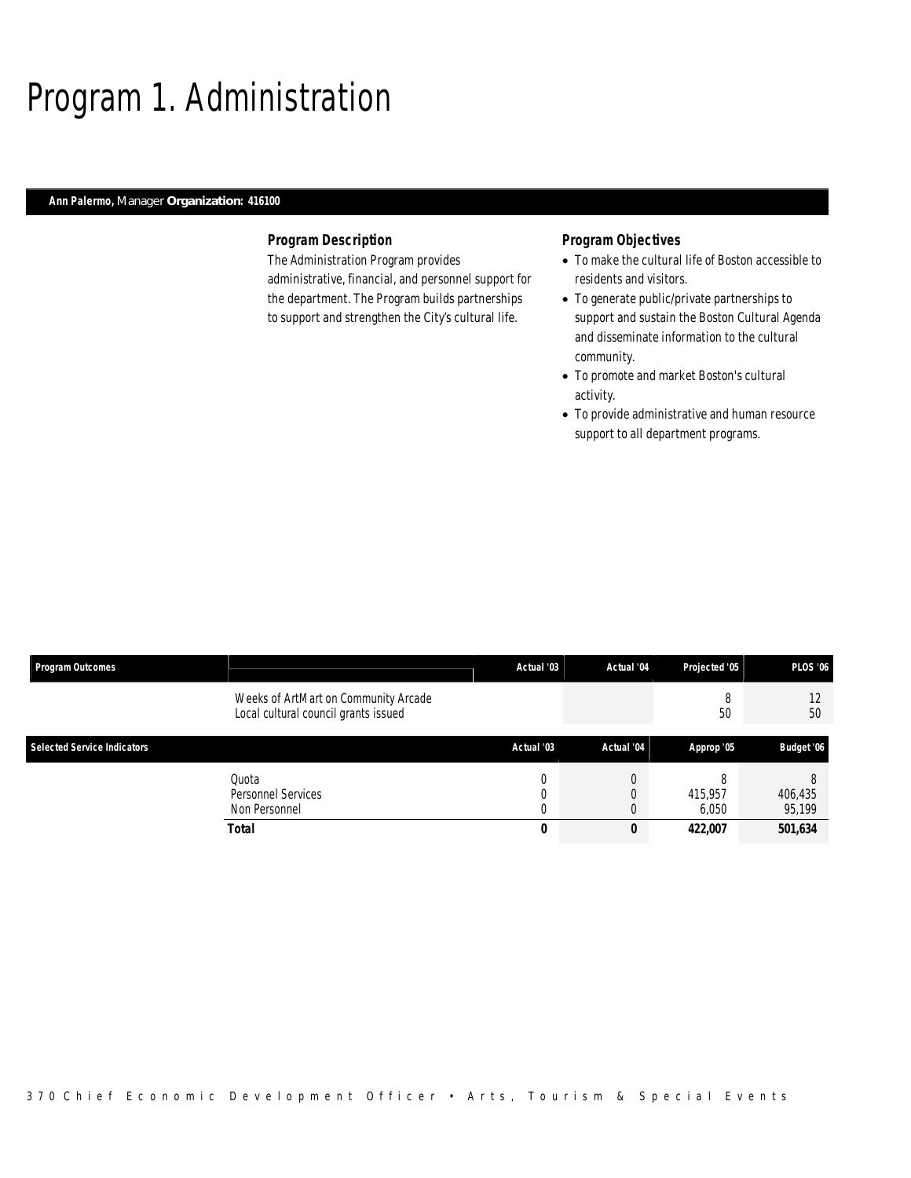# Program 1. Administration

**Ann Palermo,** Manager **Organization: 416100**

### Program Description

The Administration Program provides administrative, financial, and personnel support for the department. The Program builds partnerships to support and strengthen the City's cultural life.

### Program Objectives

- To make the cultural life of Boston accessible to residents and visitors.
- To generate public/private partnerships to support and sustain the Boston Cultural Agenda and disseminate information to the cultural community.
- To promote and market Boston's cultural activity.
- To provide administrative and human resource support to all department programs.

| Program Outcomes | | Actual '03 | Actual '04 | Projected '05 | PLOS '06 |
|---|---|---|---|---|---|
| | Weeks of ArtMart on Community Arcade | | | 8 | 12 |
| | Local cultural council grants issued | | | 50 | 50 |

| Selected Service Indicators | | Actual '03 | Actual '04 | Approp '05 | Budget '06 |
|---|---|---|---|---|---|
| | Quota | 0 | 0 | 8 | 8 |
| | Personnel Services | 0 | 0 | 415,957 | 406,435 |
| | Non Personnel | 0 | 0 | 6,050 | 95,199 |
| | **Total** | **0** | **0** | **422,007** | **501,634** |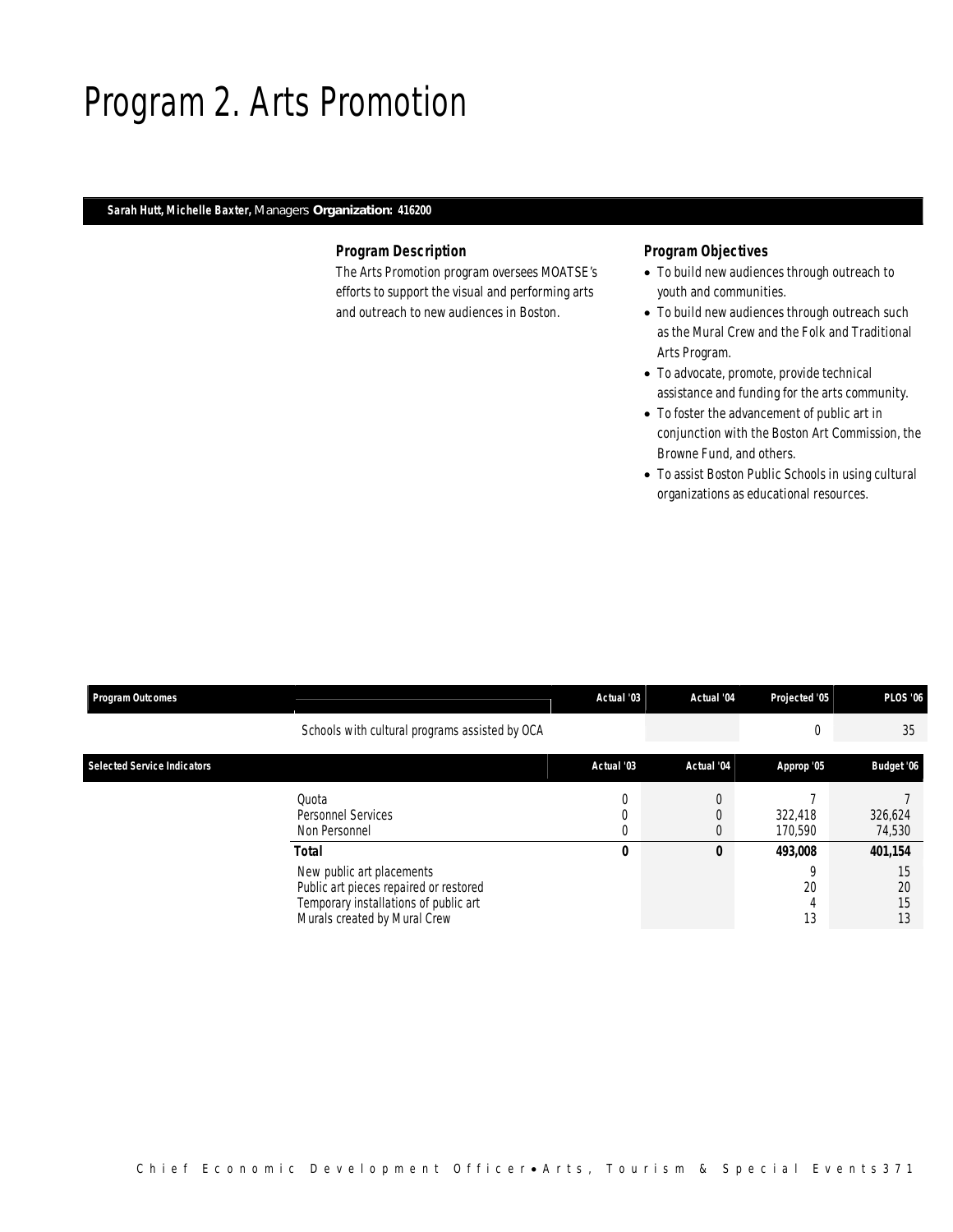# Program 2. Arts Promotion

**Sarah Hutt, Michelle Baxter,** Managers **Organization: 416200**

### Program Description

The Arts Promotion program oversees MOATSE's efforts to support the visual and performing arts and outreach to new audiences in Boston.

### Program Objectives

- To build new audiences through outreach to youth and communities.
- To build new audiences through outreach such as the Mural Crew and the Folk and Traditional Arts Program.
- To advocate, promote, provide technical assistance and funding for the arts community.
- To foster the advancement of public art in conjunction with the Boston Art Commission, the Browne Fund, and others.
- To assist Boston Public Schools in using cultural organizations as educational resources.

| Program Outcomes | | Actual '03 | Actual '04 | Projected '05 | PLOS '06 |
|---|---|---|---|---|---|
| | Schools with cultural programs assisted by OCA | | | 0 | 35 |

| Selected Service Indicators | | Actual '03 | Actual '04 | Approp '05 | Budget '06 |
|---|---|---|---|---|---|
| | Quota | 0 | 0 | 7 | 7 |
| | Personnel Services | 0 | 0 | 322,418 | 326,624 |
| | Non Personnel | 0 | 0 | 170,590 | 74,530 |
| | **Total** | **0** | **0** | **493,008** | **401,154** |
| | New public art placements | | | 9 | 15 |
| | Public art pieces repaired or restored | | | 20 | 20 |
| | Temporary installations of public art | | | 4 | 15 |
| | Murals created by Mural Crew | | | 13 | 13 |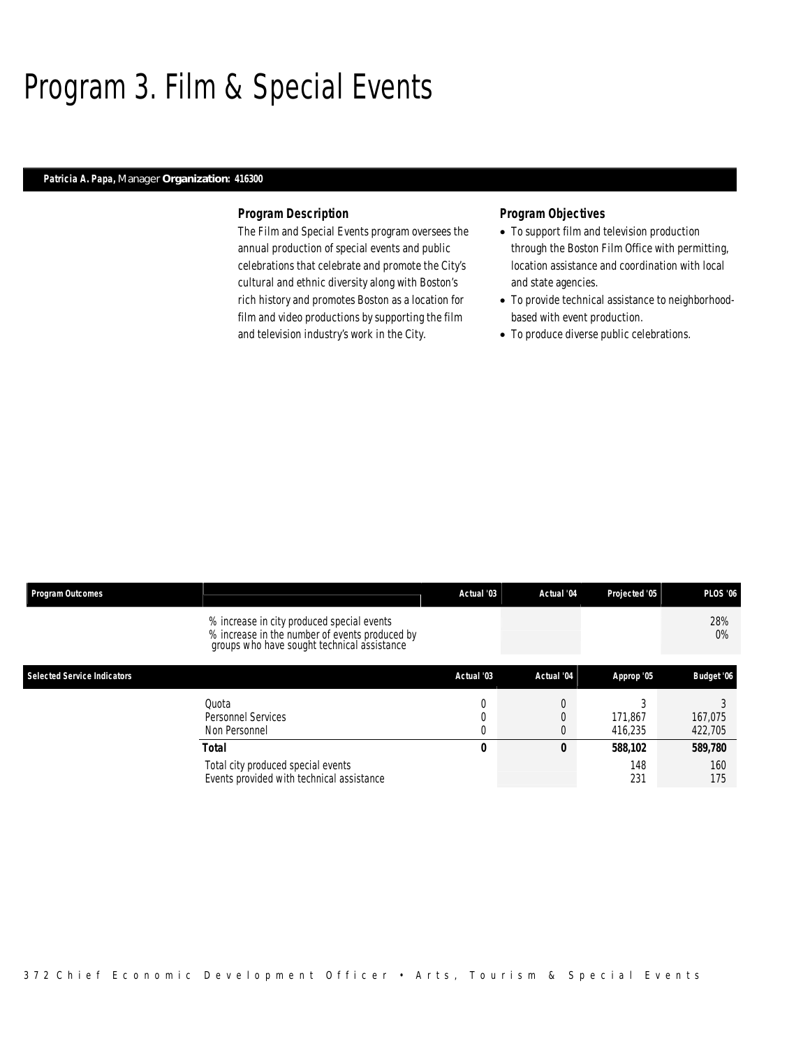# Program 3. Film & Special Events

**Patricia A. Papa,** Manager **Organization: 416300**

### Program Description

The Film and Special Events program oversees the annual production of special events and public celebrations that celebrate and promote the City's cultural and ethnic diversity along with Boston's rich history and promotes Boston as a location for film and video productions by supporting the film and television industry's work in the City.

### Program Objectives

- To support film and television production through the Boston Film Office with permitting, location assistance and coordination with local and state agencies.
- To provide technical assistance to neighborhood-based with event production.
- To produce diverse public celebrations.

| Program Outcomes | | Actual '03 | Actual '04 | Projected '05 | PLOS '06 |
|---|---|---|---|---|---|
| | % increase in city produced special events | | | | 28% |
| | % increase in the number of events produced by groups who have sought technical assistance | | | | 0% |

| Selected Service Indicators | | Actual '03 | Actual '04 | Approp '05 | Budget '06 |
|---|---|---|---|---|---|
| | Quota | 0 | 0 | 3 | 3 |
| | Personnel Services | 0 | 0 | 171,867 | 167,075 |
| | Non Personnel | 0 | 0 | 416,235 | 422,705 |
| | **Total** | **0** | **0** | **588,102** | **589,780** |
| | Total city produced special events | | | 148 | 160 |
| | Events provided with technical assistance | | | 231 | 175 |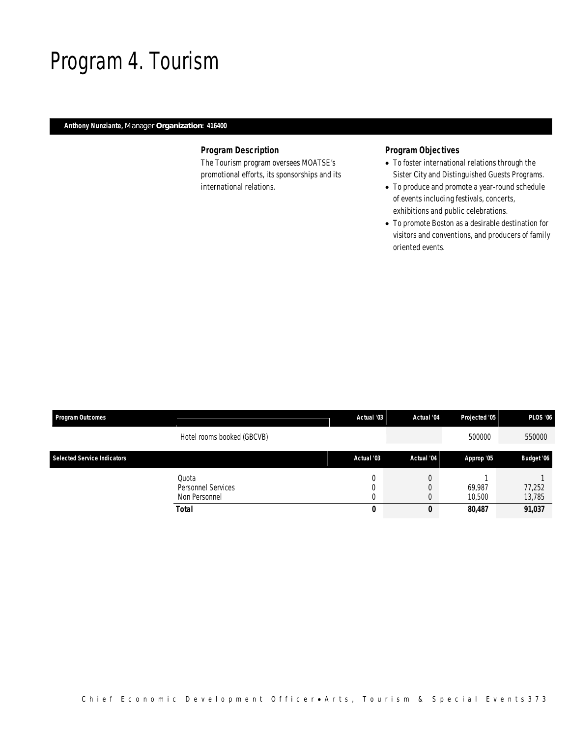# Program 4. Tourism

**Anthony Nunziante,** Manager **Organization: 416400**

### Program Description

The Tourism program oversees MOATSE's promotional efforts, its sponsorships and its international relations.

### Program Objectives

- To foster international relations through the Sister City and Distinguished Guests Programs.
- To produce and promote a year-round schedule of events including festivals, concerts, exhibitions and public celebrations.
- To promote Boston as a desirable destination for visitors and conventions, and producers of family oriented events.

| Program Outcomes | | Actual '03 | Actual '04 | Projected '05 | PLOS '06 |
|---|---|---|---|---|---|
| | Hotel rooms booked (GBCVB) | | | 500000 | 550000 |

| Selected Service Indicators | | Actual '03 | Actual '04 | Approp '05 | Budget '06 |
|---|---|---|---|---|---|
| | Quota | 0 | 0 | 1 | 1 |
| | Personnel Services | 0 | 0 | 69,987 | 77,252 |
| | Non Personnel | 0 | 0 | 10,500 | 13,785 |
| | **Total** | **0** | **0** | **80,487** | **91,037** |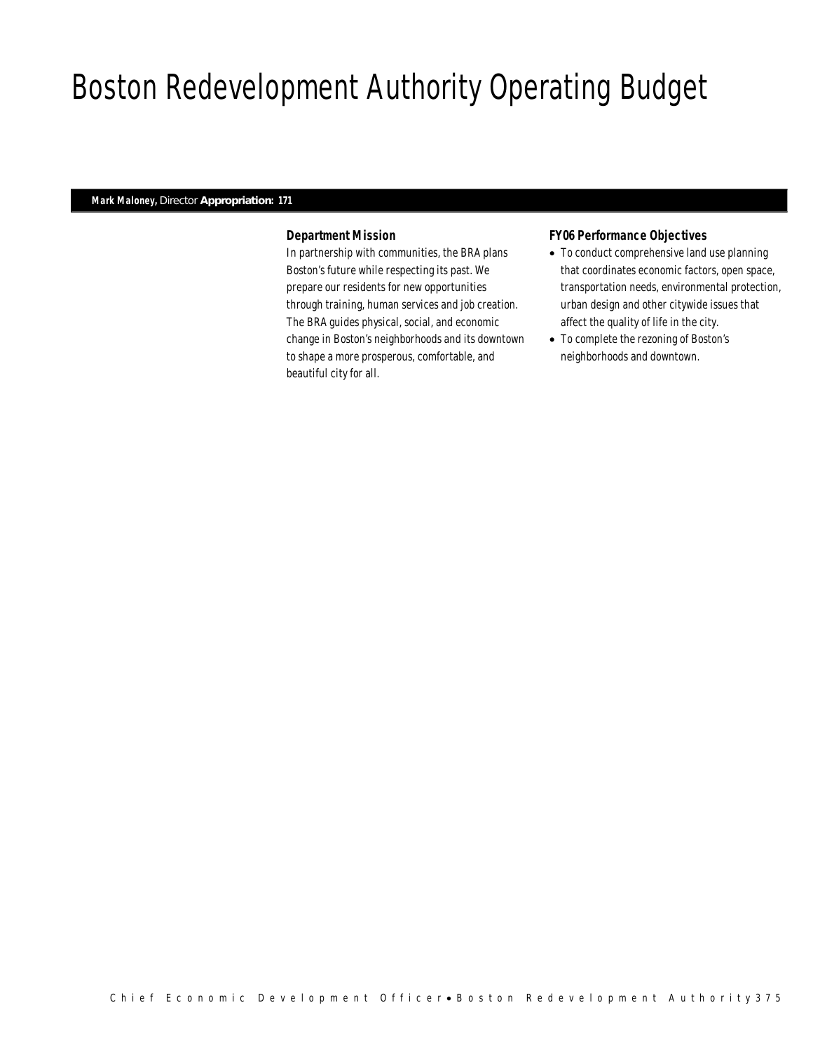# Boston Redevelopment Authority Operating Budget

**Mark Maloney,** Director **Appropriation: 171**

### *Department Mission*

*In partnership with communities, the BRA plans Boston's future while respecting its past. We prepare our residents for new opportunities through training, human services and job creation. The BRA guides physical, social, and economic change in Boston's neighborhoods and its downtown to shape a more prosperous, comfortable, and beautiful city for all.*

### *FY06 Performance Objectives*

- *To conduct comprehensive land use planning that coordinates economic factors, open space, transportation needs, environmental protection, urban design and other citywide issues that affect the quality of life in the city.*
- *To complete the rezoning of Boston's neighborhoods and downtown.*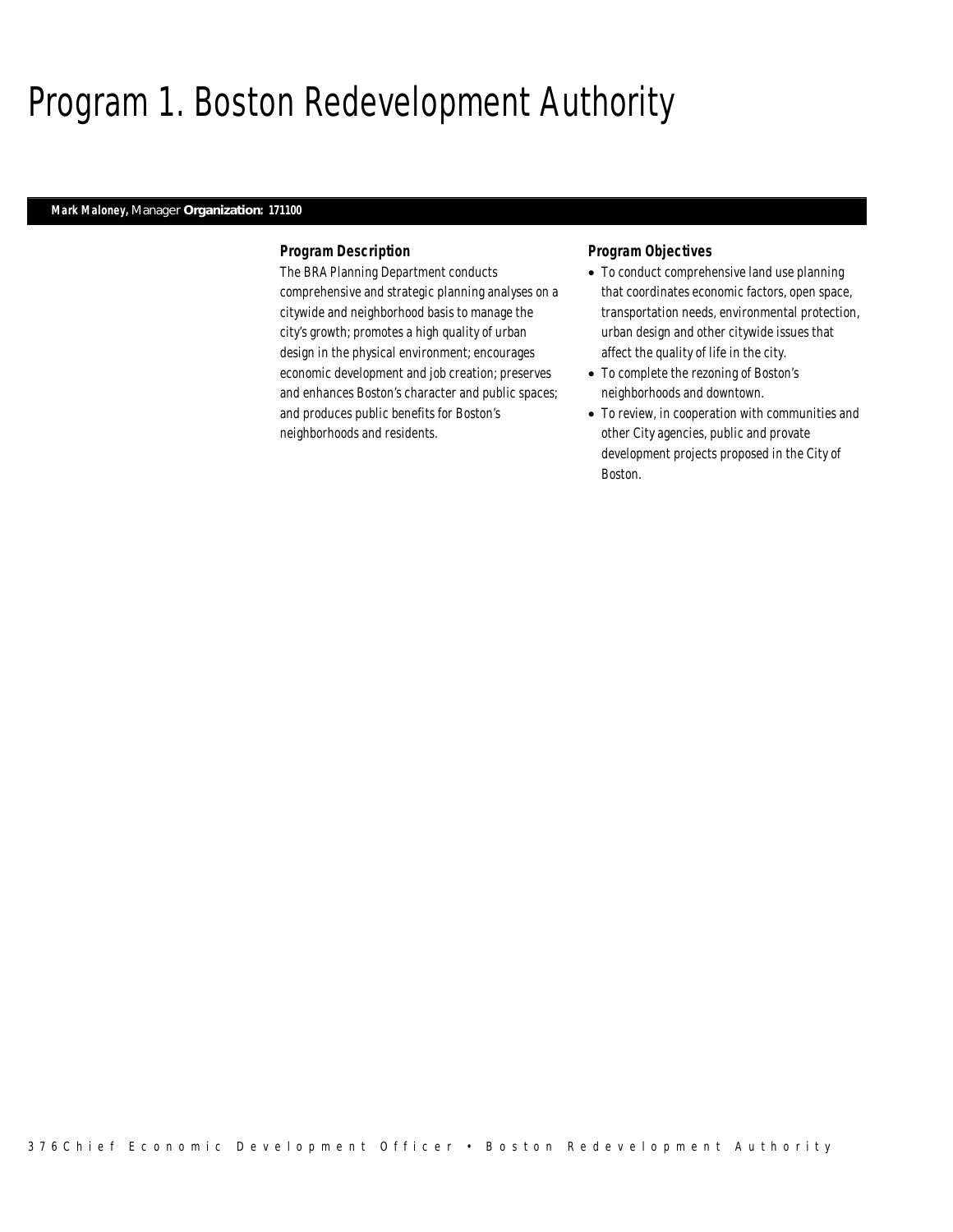# Program 1. Boston Redevelopment Authority

**Mark Maloney,** Manager **Organization: 171100**

### Program Description

The BRA Planning Department conducts comprehensive and strategic planning analyses on a citywide and neighborhood basis to manage the city's growth; promotes a high quality of urban design in the physical environment; encourages economic development and job creation; preserves and enhances Boston's character and public spaces; and produces public benefits for Boston's neighborhoods and residents.

### Program Objectives

- To conduct comprehensive land use planning that coordinates economic factors, open space, transportation needs, environmental protection, urban design and other citywide issues that affect the quality of life in the city.
- To complete the rezoning of Boston's neighborhoods and downtown.
- To review, in cooperation with communities and other City agencies, public and provate development projects proposed in the City of Boston.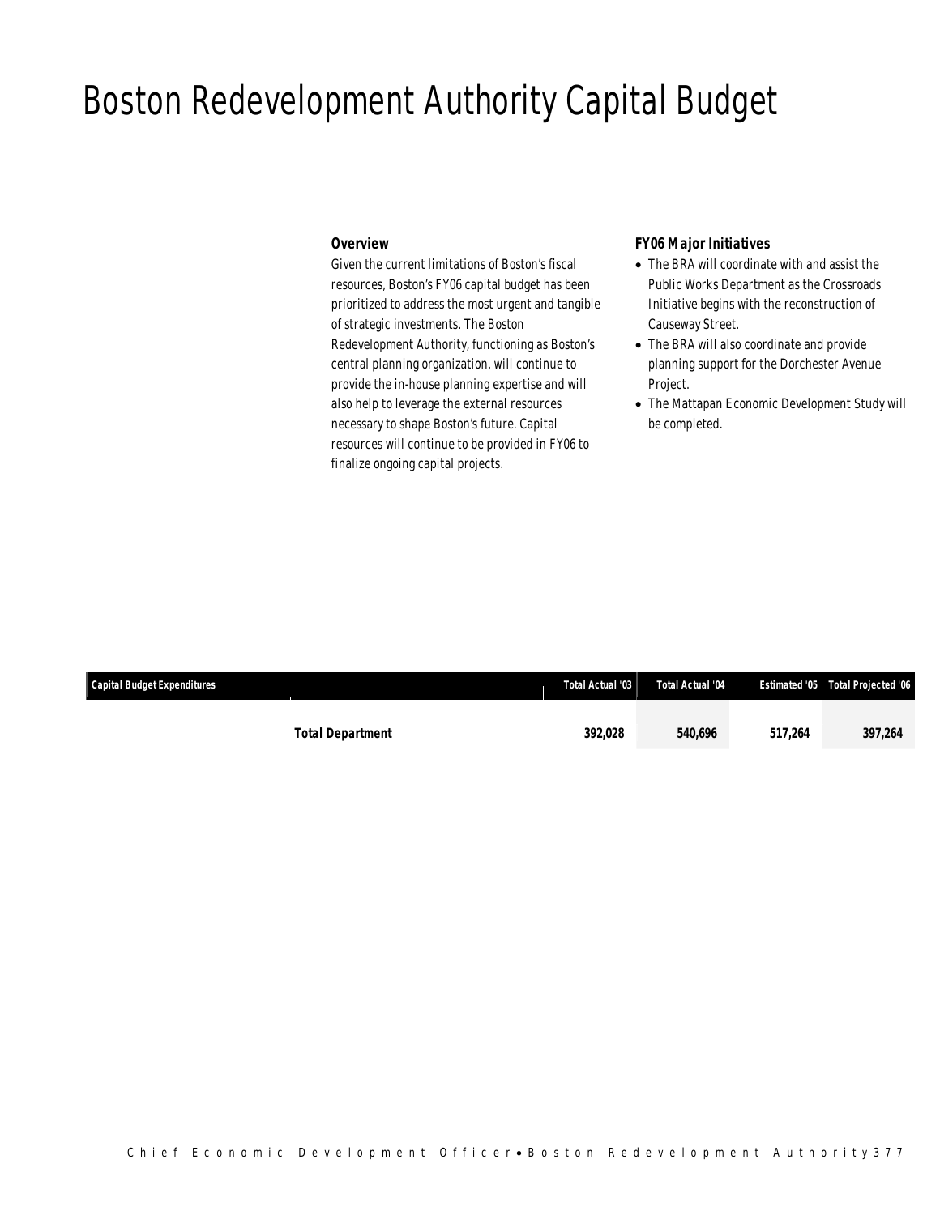# Boston Redevelopment Authority Capital Budget

### Overview

Given the current limitations of Boston's fiscal resources, Boston's FY06 capital budget has been prioritized to address the most urgent and tangible of strategic investments. The Boston Redevelopment Authority, functioning as Boston's central planning organization, will continue to provide the in-house planning expertise and will also help to leverage the external resources necessary to shape Boston's future. Capital resources will continue to be provided in FY06 to finalize ongoing capital projects.

### FY06 Major Initiatives

- The BRA will coordinate with and assist the Public Works Department as the Crossroads Initiative begins with the reconstruction of Causeway Street.
- The BRA will also coordinate and provide planning support for the Dorchester Avenue Project.
- The Mattapan Economic Development Study will be completed.

| Capital Budget Expenditures | Total Actual '03 | Total Actual '04 | Estimated '05 | Total Projected '06 |
|---|---|---|---|---|
| **Total Department** | **392,028** | **540,696** | **517,264** | **397,264** |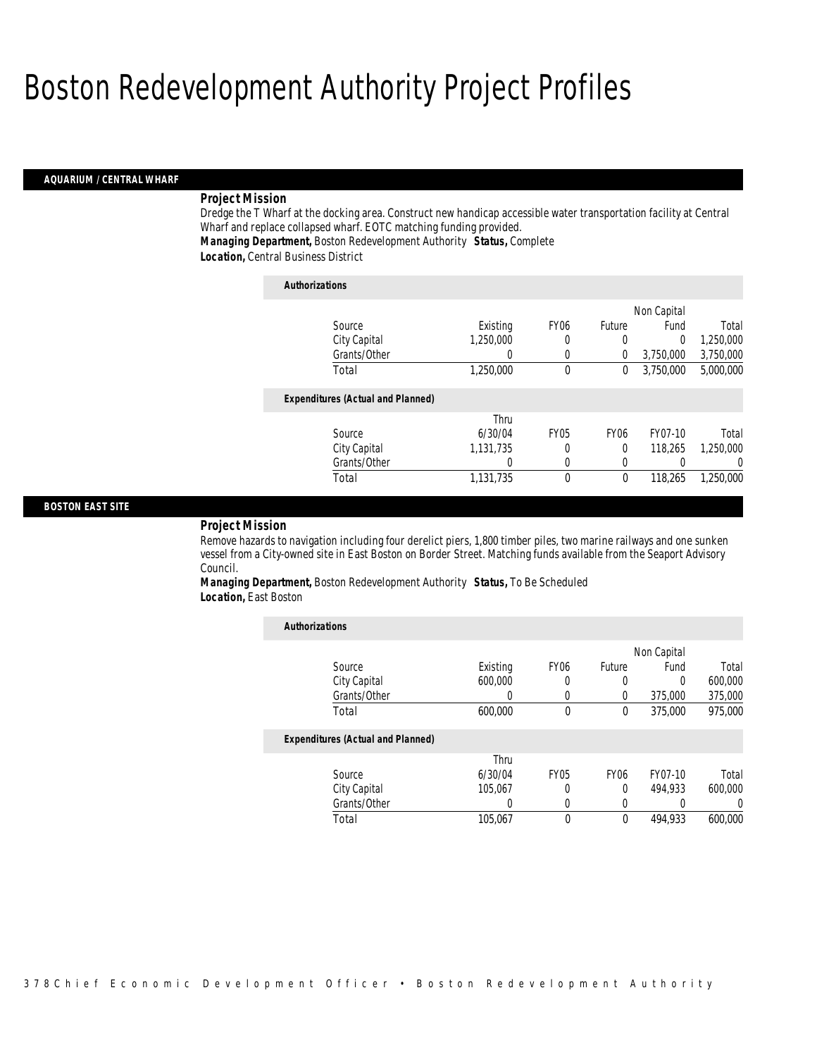# Boston Redevelopment Authority Project Profiles

## AQUARIUM / CENTRAL WHARF

### Project Mission

Dredge the T Wharf at the docking area. Construct new handicap accessible water transportation facility at Central Wharf and replace collapsed wharf. EOTC matching funding provided.

***Managing Department,*** Boston Redevelopment Authority ***Status,*** Complete

***Location,*** Central Business District

***Authorizations***

| Source | Existing | FY06 | Future | Non Capital Fund | Total |
|---|---|---|---|---|---|
| City Capital | 1,250,000 | 0 | 0 | 0 | 1,250,000 |
| Grants/Other | 0 | 0 | 0 | 3,750,000 | 3,750,000 |
| Total | 1,250,000 | 0 | 0 | 3,750,000 | 5,000,000 |

***Expenditures (Actual and Planned)***

| Source | Thru 6/30/04 | FY05 | FY06 | FY07-10 | Total |
|---|---|---|---|---|---|
| City Capital | 1,131,735 | 0 | 0 | 118,265 | 1,250,000 |
| Grants/Other | 0 | 0 | 0 | 0 | 0 |
| Total | 1,131,735 | 0 | 0 | 118,265 | 1,250,000 |

## BOSTON EAST SITE

### Project Mission

Remove hazards to navigation including four derelict piers, 1,800 timber piles, two marine railways and one sunken vessel from a City-owned site in East Boston on Border Street. Matching funds available from the Seaport Advisory Council.

***Managing Department,*** Boston Redevelopment Authority ***Status,*** To Be Scheduled

***Location,*** East Boston

***Authorizations***

| Source | Existing | FY06 | Future | Non Capital Fund | Total |
|---|---|---|---|---|---|
| City Capital | 600,000 | 0 | 0 | 0 | 600,000 |
| Grants/Other | 0 | 0 | 0 | 375,000 | 375,000 |
| Total | 600,000 | 0 | 0 | 375,000 | 975,000 |

***Expenditures (Actual and Planned)***

| Source | Thru 6/30/04 | FY05 | FY06 | FY07-10 | Total |
|---|---|---|---|---|---|
| City Capital | 105,067 | 0 | 0 | 494,933 | 600,000 |
| Grants/Other | 0 | 0 | 0 | 0 | 0 |
| Total | 105,067 | 0 | 0 | 494,933 | 600,000 |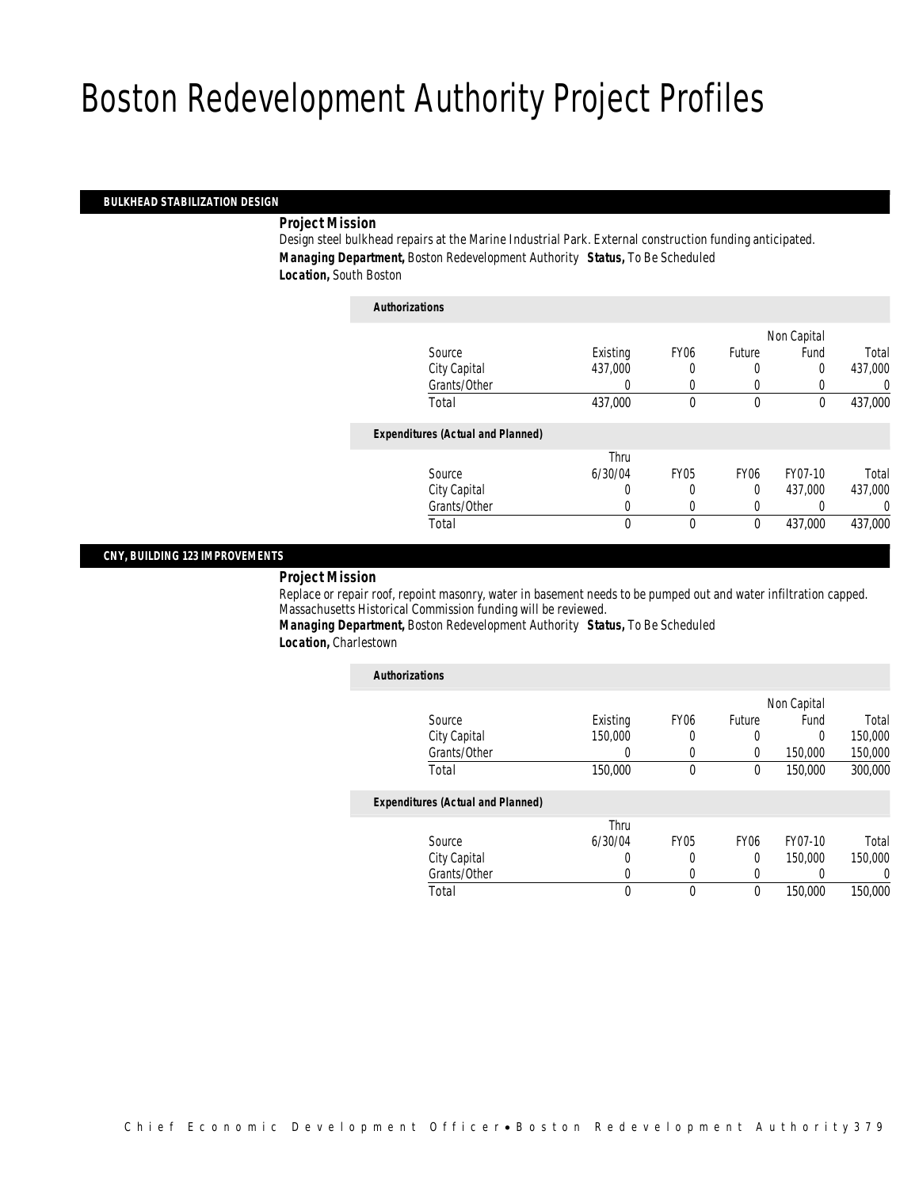# Boston Redevelopment Authority Project Profiles

## BULKHEAD STABILIZATION DESIGN

**Project Mission**

Design steel bulkhead repairs at the Marine Industrial Park. External construction funding anticipated.

**Managing Department,** Boston Redevelopment Authority **Status,** To Be Scheduled

**Location,** South Boston

**Authorizations**

| Source | Existing | FY06 | Future | Non Capital Fund | Total |
|---|---|---|---|---|---|
| City Capital | 437,000 | 0 | 0 | 0 | 437,000 |
| Grants/Other | 0 | 0 | 0 | 0 | 0 |
| Total | 437,000 | 0 | 0 | 0 | 437,000 |

**Expenditures (Actual and Planned)**

| Source | Thru 6/30/04 | FY05 | FY06 | FY07-10 | Total |
|---|---|---|---|---|---|
| City Capital | 0 | 0 | 0 | 437,000 | 437,000 |
| Grants/Other | 0 | 0 | 0 | 0 | 0 |
| Total | 0 | 0 | 0 | 437,000 | 437,000 |

## CNY, BUILDING 123 IMPROVEMENTS

**Project Mission**

Replace or repair roof, repoint masonry, water in basement needs to be pumped out and water infiltration capped. Massachusetts Historical Commission funding will be reviewed.

**Managing Department,** Boston Redevelopment Authority **Status,** To Be Scheduled

**Location,** Charlestown

**Authorizations**

| Source | Existing | FY06 | Future | Non Capital Fund | Total |
|---|---|---|---|---|---|
| City Capital | 150,000 | 0 | 0 | 0 | 150,000 |
| Grants/Other | 0 | 0 | 0 | 150,000 | 150,000 |
| Total | 150,000 | 0 | 0 | 150,000 | 300,000 |

**Expenditures (Actual and Planned)**

| Source | Thru 6/30/04 | FY05 | FY06 | FY07-10 | Total |
|---|---|---|---|---|---|
| City Capital | 0 | 0 | 0 | 150,000 | 150,000 |
| Grants/Other | 0 | 0 | 0 | 0 | 0 |
| Total | 0 | 0 | 0 | 150,000 | 150,000 |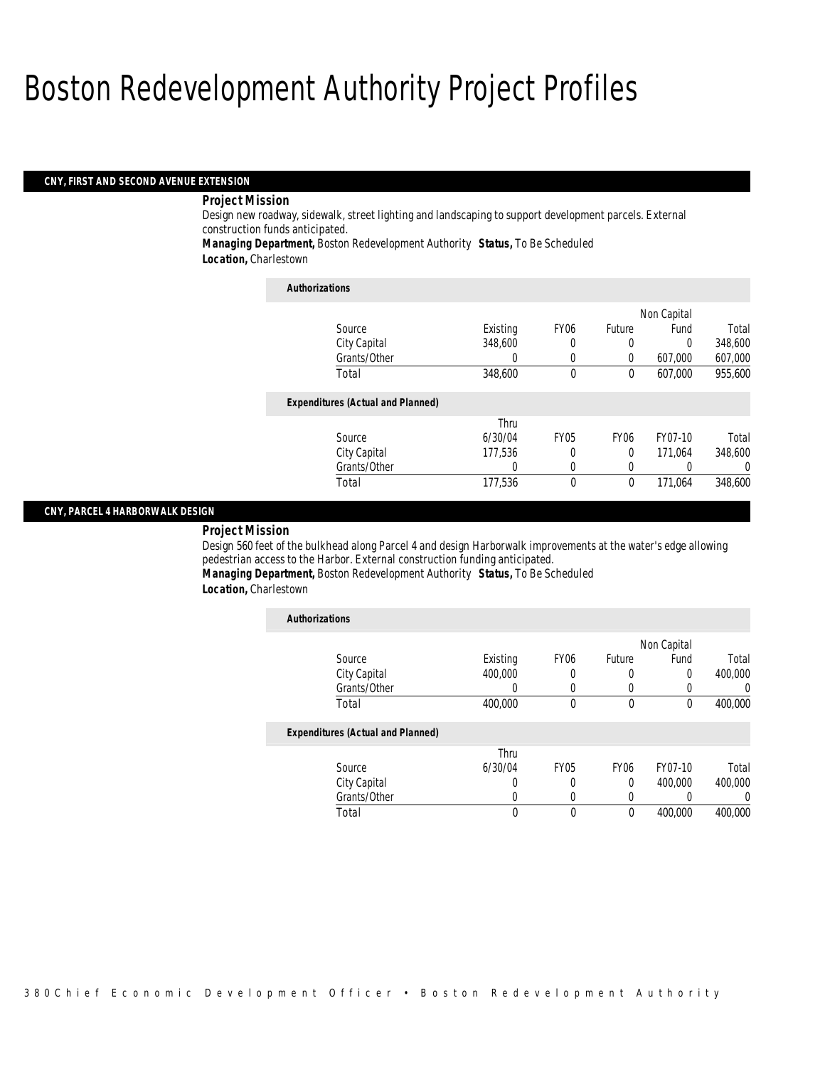# Boston Redevelopment Authority Project Profiles

## CNY, FIRST AND SECOND AVENUE EXTENSION

***Project Mission***

Design new roadway, sidewalk, street lighting and landscaping to support development parcels. External construction funds anticipated.

***Managing Department,*** Boston Redevelopment Authority ***Status,*** To Be Scheduled

***Location,*** Charlestown

***Authorizations***

| Source | Existing | FY06 | Future | Non Capital Fund | Total |
|---|---|---|---|---|---|
| City Capital | 348,600 | 0 | 0 | 0 | 348,600 |
| Grants/Other | 0 | 0 | 0 | 607,000 | 607,000 |
| Total | 348,600 | 0 | 0 | 607,000 | 955,600 |

***Expenditures (Actual and Planned)***

| Source | Thru 6/30/04 | FY05 | FY06 | FY07-10 | Total |
|---|---|---|---|---|---|
| City Capital | 177,536 | 0 | 0 | 171,064 | 348,600 |
| Grants/Other | 0 | 0 | 0 | 0 | 0 |
| Total | 177,536 | 0 | 0 | 171,064 | 348,600 |

## CNY, PARCEL 4 HARBORWALK DESIGN

***Project Mission***

Design 560 feet of the bulkhead along Parcel 4 and design Harborwalk improvements at the water's edge allowing pedestrian access to the Harbor. External construction funding anticipated.

***Managing Department,*** Boston Redevelopment Authority ***Status,*** To Be Scheduled

***Location,*** Charlestown

***Authorizations***

| Source | Existing | FY06 | Future | Non Capital Fund | Total |
|---|---|---|---|---|---|
| City Capital | 400,000 | 0 | 0 | 0 | 400,000 |
| Grants/Other | 0 | 0 | 0 | 0 | 0 |
| Total | 400,000 | 0 | 0 | 0 | 400,000 |

***Expenditures (Actual and Planned)***

| Source | Thru 6/30/04 | FY05 | FY06 | FY07-10 | Total |
|---|---|---|---|---|---|
| City Capital | 0 | 0 | 0 | 400,000 | 400,000 |
| Grants/Other | 0 | 0 | 0 | 0 | 0 |
| Total | 0 | 0 | 0 | 400,000 | 400,000 |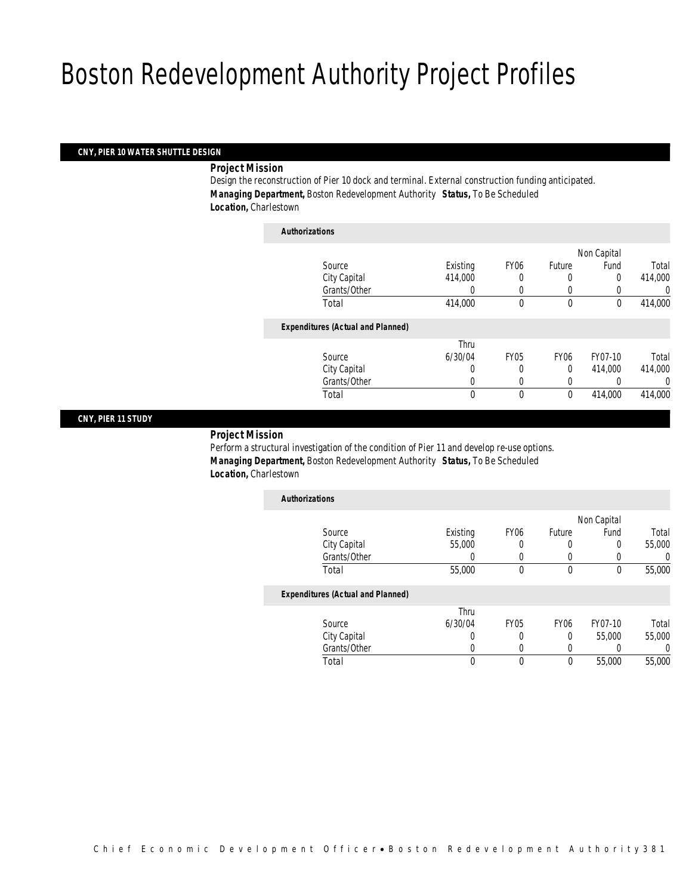# Boston Redevelopment Authority Project Profiles

## CNY, PIER 10 WATER SHUTTLE DESIGN

***Project Mission***

Design the reconstruction of Pier 10 dock and terminal. External construction funding anticipated.

***Managing Department,*** Boston Redevelopment Authority ***Status,*** To Be Scheduled

***Location,*** Charlestown

***Authorizations***

| Source | Existing | FY06 | Future | Non Capital Fund | Total |
|---|---|---|---|---|---|
| City Capital | 414,000 | 0 | 0 | 0 | 414,000 |
| Grants/Other | 0 | 0 | 0 | 0 | 0 |
| Total | 414,000 | 0 | 0 | 0 | 414,000 |

***Expenditures (Actual and Planned)***

| Source | Thru 6/30/04 | FY05 | FY06 | FY07-10 | Total |
|---|---|---|---|---|---|
| City Capital | 0 | 0 | 0 | 414,000 | 414,000 |
| Grants/Other | 0 | 0 | 0 | 0 | 0 |
| Total | 0 | 0 | 0 | 414,000 | 414,000 |

## CNY, PIER 11 STUDY

***Project Mission***

Perform a structural investigation of the condition of Pier 11 and develop re-use options.

***Managing Department,*** Boston Redevelopment Authority ***Status,*** To Be Scheduled

***Location,*** Charlestown

***Authorizations***

| Source | Existing | FY06 | Future | Non Capital Fund | Total |
|---|---|---|---|---|---|
| City Capital | 55,000 | 0 | 0 | 0 | 55,000 |
| Grants/Other | 0 | 0 | 0 | 0 | 0 |
| Total | 55,000 | 0 | 0 | 0 | 55,000 |

***Expenditures (Actual and Planned)***

| Source | Thru 6/30/04 | FY05 | FY06 | FY07-10 | Total |
|---|---|---|---|---|---|
| City Capital | 0 | 0 | 0 | 55,000 | 55,000 |
| Grants/Other | 0 | 0 | 0 | 0 | 0 |
| Total | 0 | 0 | 0 | 55,000 | 55,000 |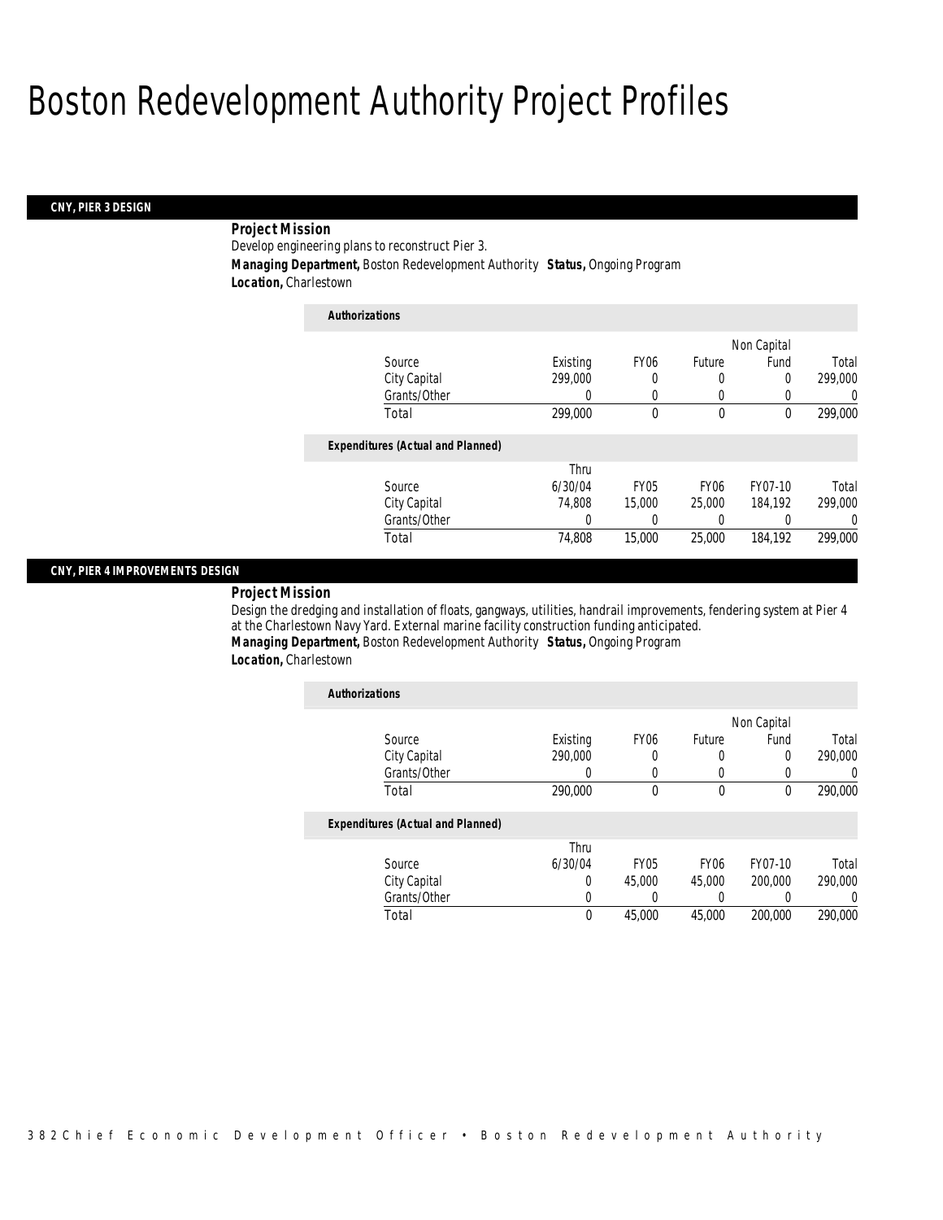# Boston Redevelopment Authority Project Profiles

## CNY, PIER 3 DESIGN

**Project Mission**

Develop engineering plans to reconstruct Pier 3.

***Managing Department,*** Boston Redevelopment Authority ***Status,*** Ongoing Program

***Location,*** Charlestown

***Authorizations***

| Source | Existing | FY06 | Future | Non Capital Fund | Total |
|---|---|---|---|---|---|
| City Capital | 299,000 | 0 | 0 | 0 | 299,000 |
| Grants/Other | 0 | 0 | 0 | 0 | 0 |
| Total | 299,000 | 0 | 0 | 0 | 299,000 |

***Expenditures (Actual and Planned)***

| Source | Thru 6/30/04 | FY05 | FY06 | FY07-10 | Total |
|---|---|---|---|---|---|
| City Capital | 74,808 | 15,000 | 25,000 | 184,192 | 299,000 |
| Grants/Other | 0 | 0 | 0 | 0 | 0 |
| Total | 74,808 | 15,000 | 25,000 | 184,192 | 299,000 |

## CNY, PIER 4 IMPROVEMENTS DESIGN

**Project Mission**

Design the dredging and installation of floats, gangways, utilities, handrail improvements, fendering system at Pier 4 at the Charlestown Navy Yard. External marine facility construction funding anticipated.

***Managing Department,*** Boston Redevelopment Authority ***Status,*** Ongoing Program

***Location,*** Charlestown

***Authorizations***

| Source | Existing | FY06 | Future | Non Capital Fund | Total |
|---|---|---|---|---|---|
| City Capital | 290,000 | 0 | 0 | 0 | 290,000 |
| Grants/Other | 0 | 0 | 0 | 0 | 0 |
| Total | 290,000 | 0 | 0 | 0 | 290,000 |

***Expenditures (Actual and Planned)***

| Source | Thru 6/30/04 | FY05 | FY06 | FY07-10 | Total |
|---|---|---|---|---|---|
| City Capital | 0 | 45,000 | 45,000 | 200,000 | 290,000 |
| Grants/Other | 0 | 0 | 0 | 0 | 0 |
| Total | 0 | 45,000 | 45,000 | 200,000 | 290,000 |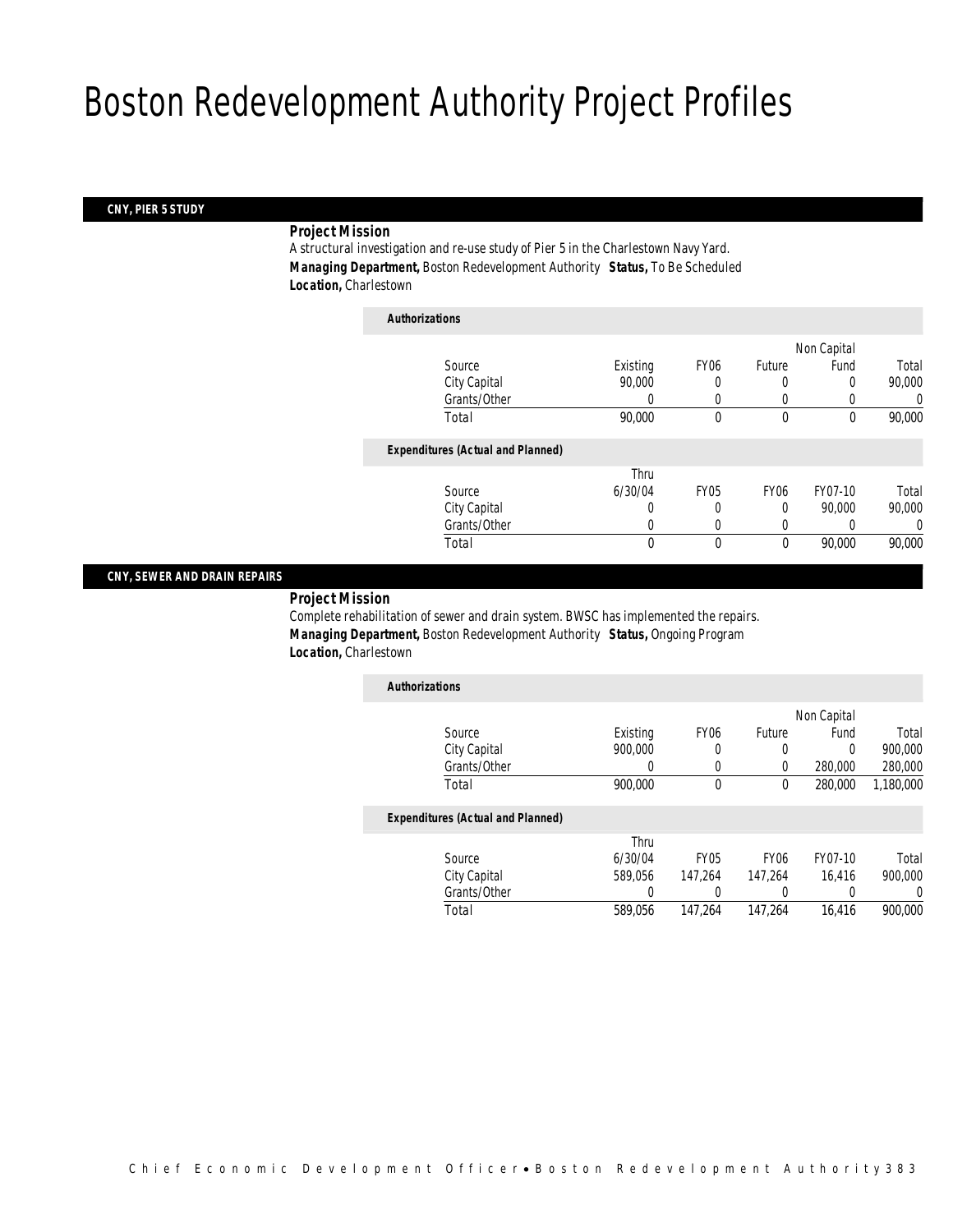# Boston Redevelopment Authority Project Profiles

## CNY, PIER 5 STUDY

**Project Mission**

A structural investigation and re-use study of Pier 5 in the Charlestown Navy Yard.

***Managing Department,*** Boston Redevelopment Authority ***Status,*** To Be Scheduled

***Location,*** Charlestown

***Authorizations***

| Source | Existing | FY06 | Future | Non Capital Fund | Total |
|---|---|---|---|---|---|
| City Capital | 90,000 | 0 | 0 | 0 | 90,000 |
| Grants/Other | 0 | 0 | 0 | 0 | 0 |
| Total | 90,000 | 0 | 0 | 0 | 90,000 |

***Expenditures (Actual and Planned)***

| Source | Thru 6/30/04 | FY05 | FY06 | FY07-10 | Total |
|---|---|---|---|---|---|
| City Capital | 0 | 0 | 0 | 90,000 | 90,000 |
| Grants/Other | 0 | 0 | 0 | 0 | 0 |
| Total | 0 | 0 | 0 | 90,000 | 90,000 |

## CNY, SEWER AND DRAIN REPAIRS

**Project Mission**

Complete rehabilitation of sewer and drain system. BWSC has implemented the repairs.

***Managing Department,*** Boston Redevelopment Authority ***Status,*** Ongoing Program

***Location,*** Charlestown

***Authorizations***

| Source | Existing | FY06 | Future | Non Capital Fund | Total |
|---|---|---|---|---|---|
| City Capital | 900,000 | 0 | 0 | 0 | 900,000 |
| Grants/Other | 0 | 0 | 0 | 280,000 | 280,000 |
| Total | 900,000 | 0 | 0 | 280,000 | 1,180,000 |

***Expenditures (Actual and Planned)***

| Source | Thru 6/30/04 | FY05 | FY06 | FY07-10 | Total |
|---|---|---|---|---|---|
| City Capital | 589,056 | 147,264 | 147,264 | 16,416 | 900,000 |
| Grants/Other | 0 | 0 | 0 | 0 | 0 |
| Total | 589,056 | 147,264 | 147,264 | 16,416 | 900,000 |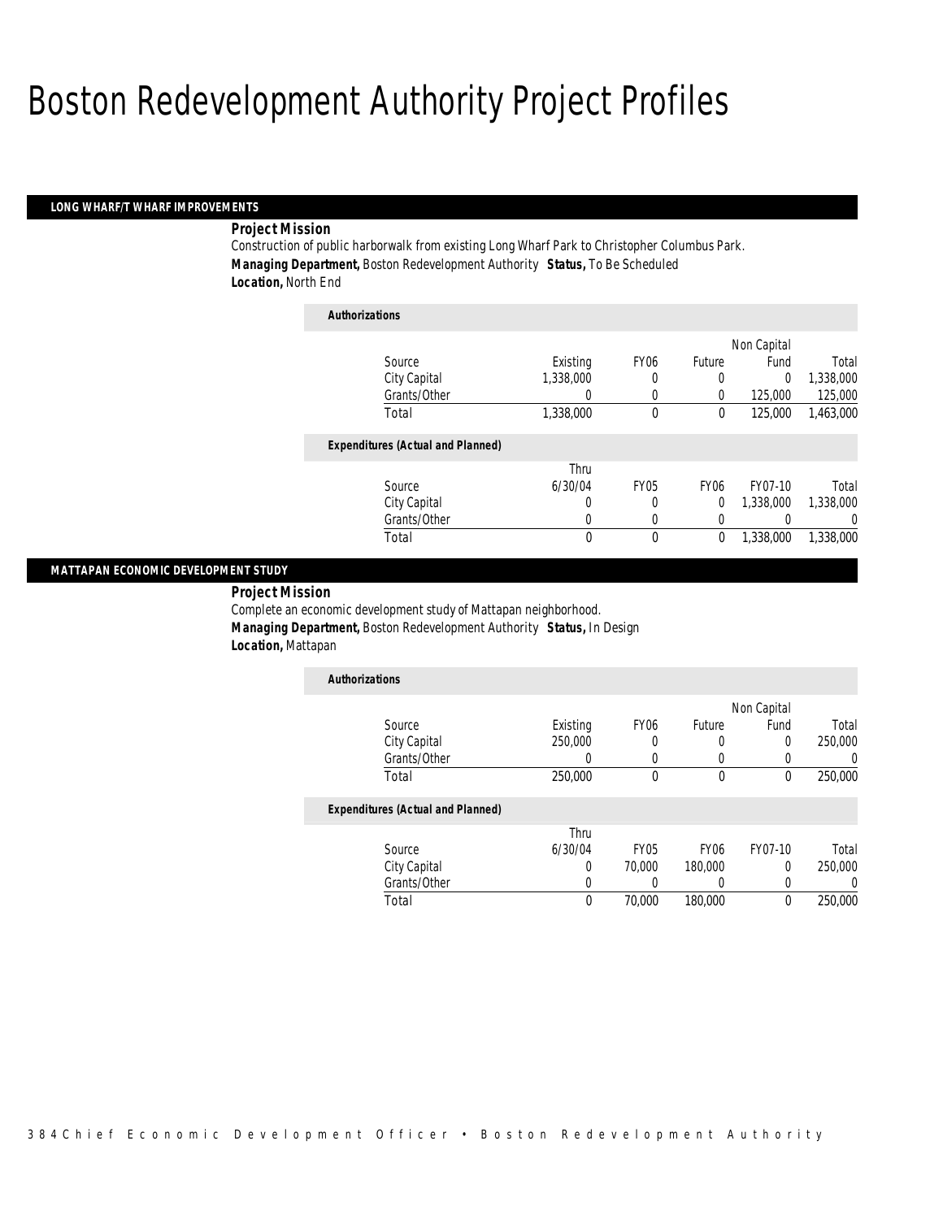# Boston Redevelopment Authority Project Profiles

## LONG WHARF/T WHARF IMPROVEMENTS

**Project Mission**

Construction of public harborwalk from existing Long Wharf Park to Christopher Columbus Park.

***Managing Department,*** Boston Redevelopment Authority ***Status,*** To Be Scheduled

***Location,*** North End

**Authorizations**

| Source | Existing | FY06 | Future | Non Capital Fund | Total |
|---|---|---|---|---|---|
| City Capital | 1,338,000 | 0 | 0 | 0 | 1,338,000 |
| Grants/Other | 0 | 0 | 0 | 125,000 | 125,000 |
| Total | 1,338,000 | 0 | 0 | 125,000 | 1,463,000 |

**Expenditures (Actual and Planned)**

| Source | Thru 6/30/04 | FY05 | FY06 | FY07-10 | Total |
|---|---|---|---|---|---|
| City Capital | 0 | 0 | 0 | 1,338,000 | 1,338,000 |
| Grants/Other | 0 | 0 | 0 | 0 | 0 |
| Total | 0 | 0 | 0 | 1,338,000 | 1,338,000 |

## MATTAPAN ECONOMIC DEVELOPMENT STUDY

**Project Mission**

Complete an economic development study of Mattapan neighborhood.

***Managing Department,*** Boston Redevelopment Authority ***Status,*** In Design

***Location,*** Mattapan

**Authorizations**

| Source | Existing | FY06 | Future | Non Capital Fund | Total |
|---|---|---|---|---|---|
| City Capital | 250,000 | 0 | 0 | 0 | 250,000 |
| Grants/Other | 0 | 0 | 0 | 0 | 0 |
| Total | 250,000 | 0 | 0 | 0 | 250,000 |

**Expenditures (Actual and Planned)**

| Source | Thru 6/30/04 | FY05 | FY06 | FY07-10 | Total |
|---|---|---|---|---|---|
| City Capital | 0 | 70,000 | 180,000 | 0 | 250,000 |
| Grants/Other | 0 | 0 | 0 | 0 | 0 |
| Total | 0 | 70,000 | 180,000 | 0 | 250,000 |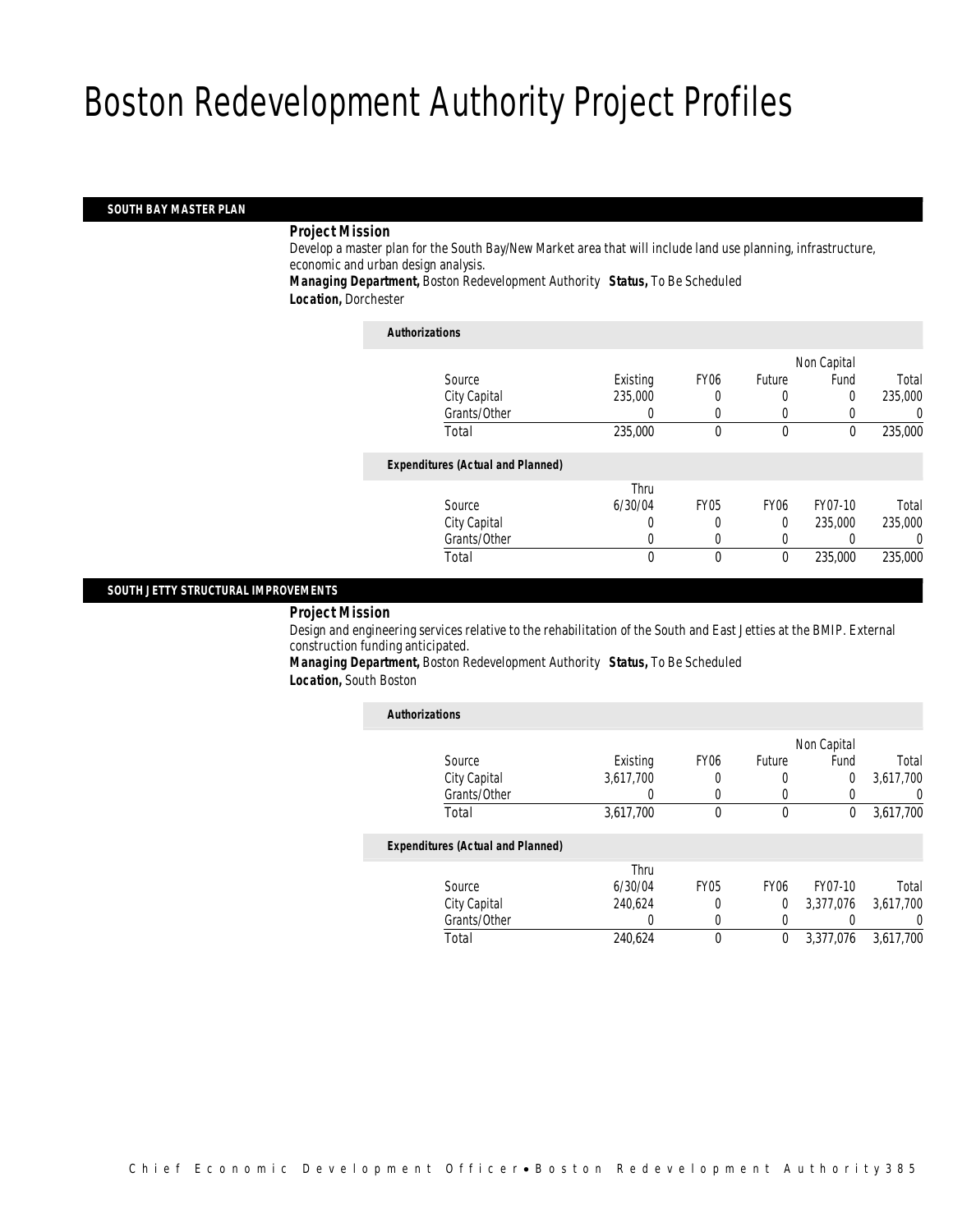# Boston Redevelopment Authority Project Profiles

## SOUTH BAY MASTER PLAN

**Project Mission**

Develop a master plan for the South Bay/New Market area that will include land use planning, infrastructure, economic and urban design analysis.

**Managing Department,** Boston Redevelopment Authority **Status,** To Be Scheduled

**Location,** Dorchester

***Authorizations***

| Source | Existing | FY06 | Future | Non Capital Fund | Total |
|---|---|---|---|---|---|
| City Capital | 235,000 | 0 | 0 | 0 | 235,000 |
| Grants/Other | 0 | 0 | 0 | 0 | 0 |
| Total | 235,000 | 0 | 0 | 0 | 235,000 |

***Expenditures (Actual and Planned)***

| Source | Thru 6/30/04 | FY05 | FY06 | FY07-10 | Total |
|---|---|---|---|---|---|
| City Capital | 0 | 0 | 0 | 235,000 | 235,000 |
| Grants/Other | 0 | 0 | 0 | 0 | 0 |
| Total | 0 | 0 | 0 | 235,000 | 235,000 |

## SOUTH JETTY STRUCTURAL IMPROVEMENTS

**Project Mission**

Design and engineering services relative to the rehabilitation of the South and East Jetties at the BMIP. External construction funding anticipated.

**Managing Department,** Boston Redevelopment Authority **Status,** To Be Scheduled

**Location,** South Boston

***Authorizations***

| Source | Existing | FY06 | Future | Non Capital Fund | Total |
|---|---|---|---|---|---|
| City Capital | 3,617,700 | 0 | 0 | 0 | 3,617,700 |
| Grants/Other | 0 | 0 | 0 | 0 | 0 |
| Total | 3,617,700 | 0 | 0 | 0 | 3,617,700 |

***Expenditures (Actual and Planned)***

| Source | Thru 6/30/04 | FY05 | FY06 | FY07-10 | Total |
|---|---|---|---|---|---|
| City Capital | 240,624 | 0 | 0 | 3,377,076 | 3,617,700 |
| Grants/Other | 0 | 0 | 0 | 0 | 0 |
| Total | 240,624 | 0 | 0 | 3,377,076 | 3,617,700 |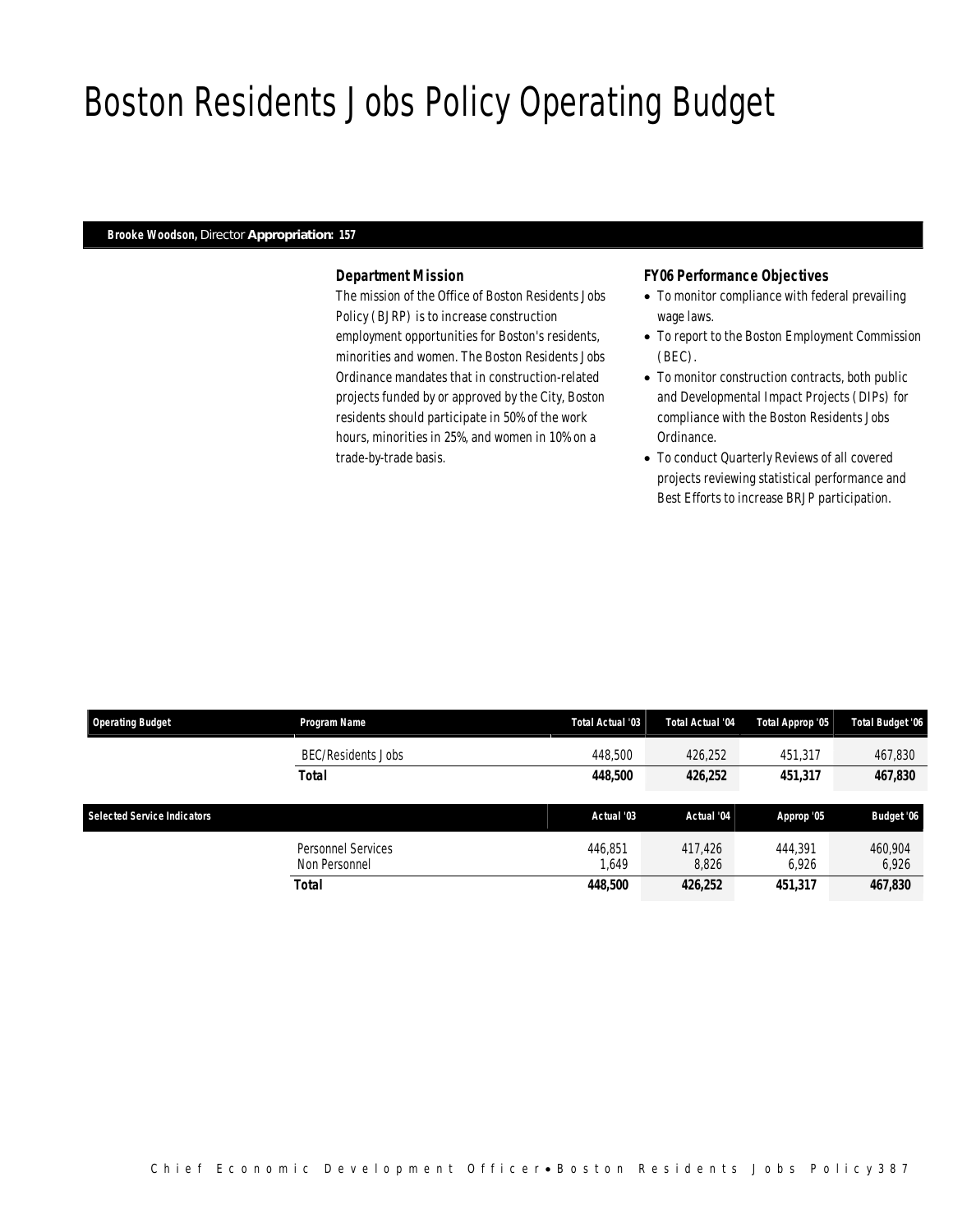# Boston Residents Jobs Policy Operating Budget

**Brooke Woodson,** Director **Appropriation: 157**

### Department Mission

The mission of the Office of Boston Residents Jobs Policy (BJRP) is to increase construction employment opportunities for Boston's residents, minorities and women. The Boston Residents Jobs Ordinance mandates that in construction-related projects funded by or approved by the City, Boston residents should participate in 50% of the work hours, minorities in 25%, and women in 10% on a trade-by-trade basis.

### FY06 Performance Objectives

- To monitor compliance with federal prevailing wage laws.
- To report to the Boston Employment Commission (BEC).
- To monitor construction contracts, both public and Developmental Impact Projects (DIPs) for compliance with the Boston Residents Jobs Ordinance.
- To conduct Quarterly Reviews of all covered projects reviewing statistical performance and Best Efforts to increase BRJP participation.

| Operating Budget | Program Name | Total Actual '03 | Total Actual '04 | Total Approp '05 | Total Budget '06 |
|---|---|---|---|---|---|
| | BEC/Residents Jobs | 448,500 | 426,252 | 451,317 | 467,830 |
| | **Total** | **448,500** | **426,252** | **451,317** | **467,830** |

| Selected Service Indicators | | Actual '03 | Actual '04 | Approp '05 | Budget '06 |
|---|---|---|---|---|---|
| | Personnel Services | 446,851 | 417,426 | 444,391 | 460,904 |
| | Non Personnel | 1,649 | 8,826 | 6,926 | 6,926 |
| | **Total** | **448,500** | **426,252** | **451,317** | **467,830** |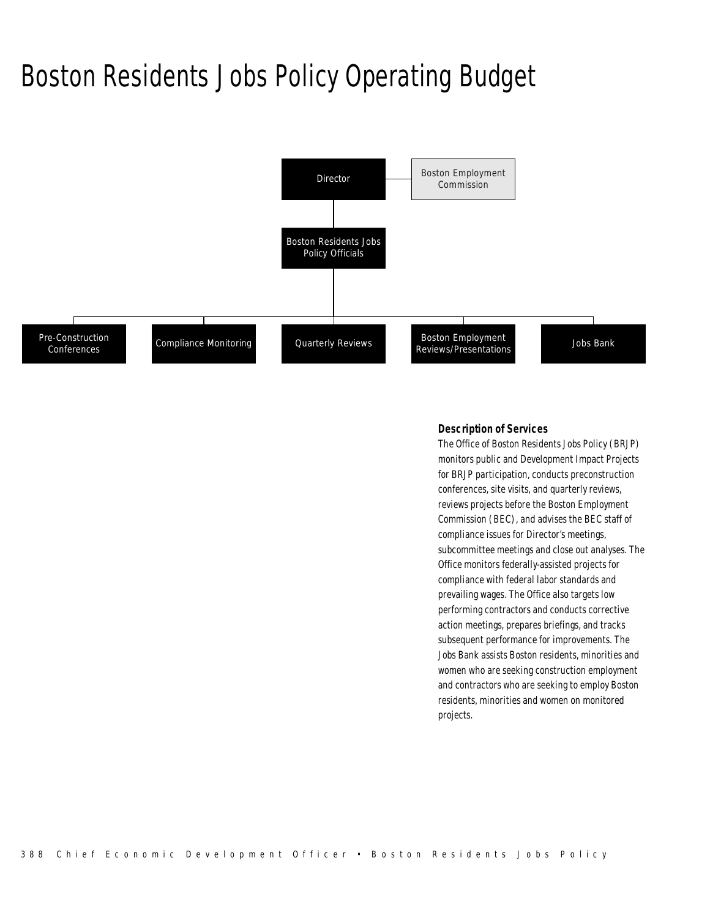# Boston Residents Jobs Policy Operating Budget

Director

Boston Employment Commission

Boston Residents Jobs Policy Officials

Pre-Construction Conferences

Compliance Monitoring

Quarterly Reviews

Boston Employment Reviews/Presentations

Jobs Bank

### Description of Services

The Office of Boston Residents Jobs Policy (BRJP) monitors public and Development Impact Projects for BRJP participation, conducts preconstruction conferences, site visits, and quarterly reviews, reviews projects before the Boston Employment Commission (BEC), and advises the BEC staff of compliance issues for Director's meetings, subcommittee meetings and close out analyses. The Office monitors federally-assisted projects for compliance with federal labor standards and prevailing wages. The Office also targets low performing contractors and conducts corrective action meetings, prepares briefings, and tracks subsequent performance for improvements. The Jobs Bank assists Boston residents, minorities and women who are seeking construction employment and contractors who are seeking to employ Boston residents, minorities and women on monitored projects.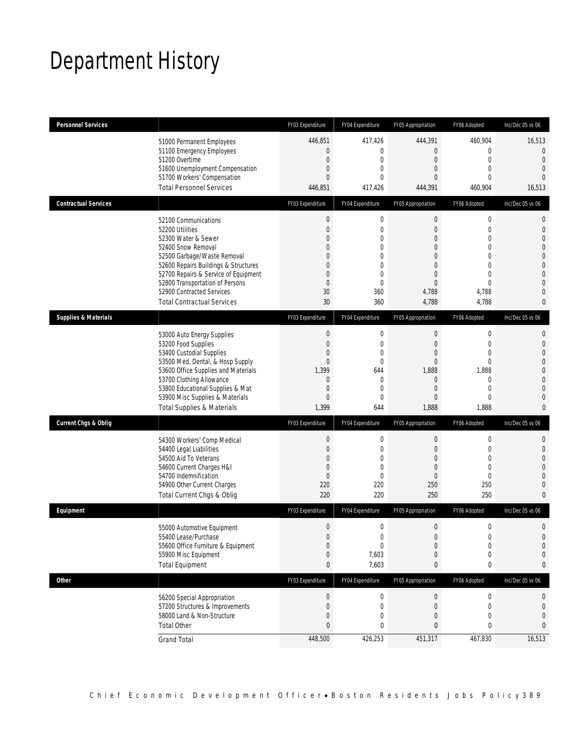# Department History

| Personnel Services | | FY03 Expenditure | FY04 Expenditure | FY05 Appropriation | FY06 Adopted | Inc/Dec 05 vs 06 |
|---|---|---|---|---|---|---|
| | 51000 Permanent Employees | 446,851 | 417,426 | 444,391 | 460,904 | 16,513 |
| | 51100 Emergency Employees | 0 | 0 | 0 | 0 | 0 |
| | 51200 Overtime | 0 | 0 | 0 | 0 | 0 |
| | 51600 Unemployment Compensation | 0 | 0 | 0 | 0 | 0 |
| | 51700 Workers' Compensation | 0 | 0 | 0 | 0 | 0 |
| | Total Personnel Services | 446,851 | 417,426 | 444,391 | 460,904 | 16,513 |
| **Contractual Services** | | FY03 Expenditure | FY04 Expenditure | FY05 Appropriation | FY06 Adopted | Inc/Dec 05 vs 06 |
| | 52100 Communications | 0 | 0 | 0 | 0 | 0 |
| | 52200 Utilities | 0 | 0 | 0 | 0 | 0 |
| | 52300 Water & Sewer | 0 | 0 | 0 | 0 | 0 |
| | 52400 Snow Removal | 0 | 0 | 0 | 0 | 0 |
| | 52500 Garbage/Waste Removal | 0 | 0 | 0 | 0 | 0 |
| | 52600 Repairs Buildings & Structures | 0 | 0 | 0 | 0 | 0 |
| | 52700 Repairs & Service of Equipment | 0 | 0 | 0 | 0 | 0 |
| | 52800 Transportation of Persons | 0 | 0 | 0 | 0 | 0 |
| | 52900 Contracted Services | 30 | 360 | 4,788 | 4,788 | 0 |
| | Total Contractual Services | 30 | 360 | 4,788 | 4,788 | 0 |
| **Supplies & Materials** | | FY03 Expenditure | FY04 Expenditure | FY05 Appropriation | FY06 Adopted | Inc/Dec 05 vs 06 |
| | 53000 Auto Energy Supplies | 0 | 0 | 0 | 0 | 0 |
| | 53200 Food Supplies | 0 | 0 | 0 | 0 | 0 |
| | 53400 Custodial Supplies | 0 | 0 | 0 | 0 | 0 |
| | 53500 Med, Dental, & Hosp Supply | 0 | 0 | 0 | 0 | 0 |
| | 53600 Office Supplies and Materials | 1,399 | 644 | 1,888 | 1,888 | 0 |
| | 53700 Clothing Allowance | 0 | 0 | 0 | 0 | 0 |
| | 53800 Educational Supplies & Mat | 0 | 0 | 0 | 0 | 0 |
| | 53900 Misc Supplies & Materials | 0 | 0 | 0 | 0 | 0 |
| | Total Supplies & Materials | 1,399 | 644 | 1,888 | 1,888 | 0 |
| **Current Chgs & Oblig** | | FY03 Expenditure | FY04 Expenditure | FY05 Appropriation | FY06 Adopted | Inc/Dec 05 vs 06 |
| | 54300 Workers' Comp Medical | 0 | 0 | 0 | 0 | 0 |
| | 54400 Legal Liabilities | 0 | 0 | 0 | 0 | 0 |
| | 54500 Aid To Veterans | 0 | 0 | 0 | 0 | 0 |
| | 54600 Current Charges H&I | 0 | 0 | 0 | 0 | 0 |
| | 54700 Indemnification | 0 | 0 | 0 | 0 | 0 |
| | 54900 Other Current Charges | 220 | 220 | 250 | 250 | 0 |
| | Total Current Chgs & Oblig | 220 | 220 | 250 | 250 | 0 |
| **Equipment** | | FY03 Expenditure | FY04 Expenditure | FY05 Appropriation | FY06 Adopted | Inc/Dec 05 vs 06 |
| | 55000 Automotive Equipment | 0 | 0 | 0 | 0 | 0 |
| | 55400 Lease/Purchase | 0 | 0 | 0 | 0 | 0 |
| | 55600 Office Furniture & Equipment | 0 | 0 | 0 | 0 | 0 |
| | 55900 Misc Equipment | 0 | 7,603 | 0 | 0 | 0 |
| | Total Equipment | 0 | 7,603 | 0 | 0 | 0 |
| **Other** | | FY03 Expenditure | FY04 Expenditure | FY05 Appropriation | FY06 Adopted | Inc/Dec 05 vs 06 |
| | 56200 Special Appropriation | 0 | 0 | 0 | 0 | 0 |
| | 57200 Structures & Improvements | 0 | 0 | 0 | 0 | 0 |
| | 58000 Land & Non-Structure | 0 | 0 | 0 | 0 | 0 |
| | Total Other | 0 | 0 | 0 | 0 | 0 |
| | Grand Total | 448,500 | 426,253 | 451,317 | 467,830 | 16,513 |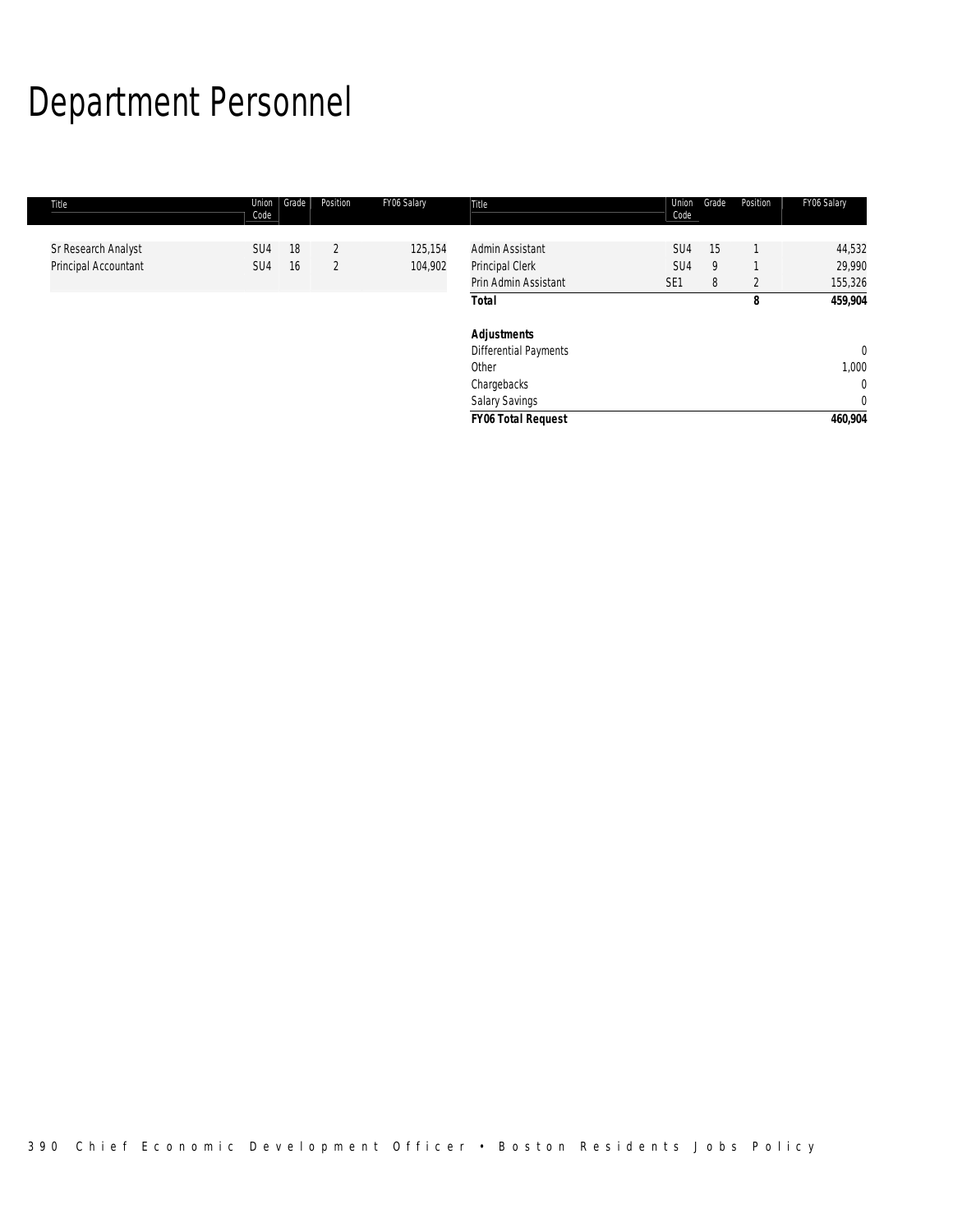# Department Personnel

| Title | Union Code | Grade | Position | FY06 Salary | Title | Union Code | Grade | Position | FY06 Salary |
|---|---|---|---|---|---|---|---|---|---|
| Sr Research Analyst | SU4 | 18 | 2 | 125,154 | Admin Assistant | SU4 | 15 | 1 | 44,532 |
| Principal Accountant | SU4 | 16 | 2 | 104,902 | Principal Clerk | SU4 | 9 | 1 | 29,990 |
| | | | | | Prin Admin Assistant | SE1 | 8 | 2 | 155,326 |
| | | | | | ***Total*** | | | **8** | **459,904** |
| | | | | | | | | | |
| | | | | | ***Adjustments*** | | | | |
| | | | | | Differential Payments | | | | 0 |
| | | | | | Other | | | | 1,000 |
| | | | | | Chargebacks | | | | 0 |
| | | | | | Salary Savings | | | | 0 |
| | | | | | ***FY06 Total Request*** | | | | **460,904** |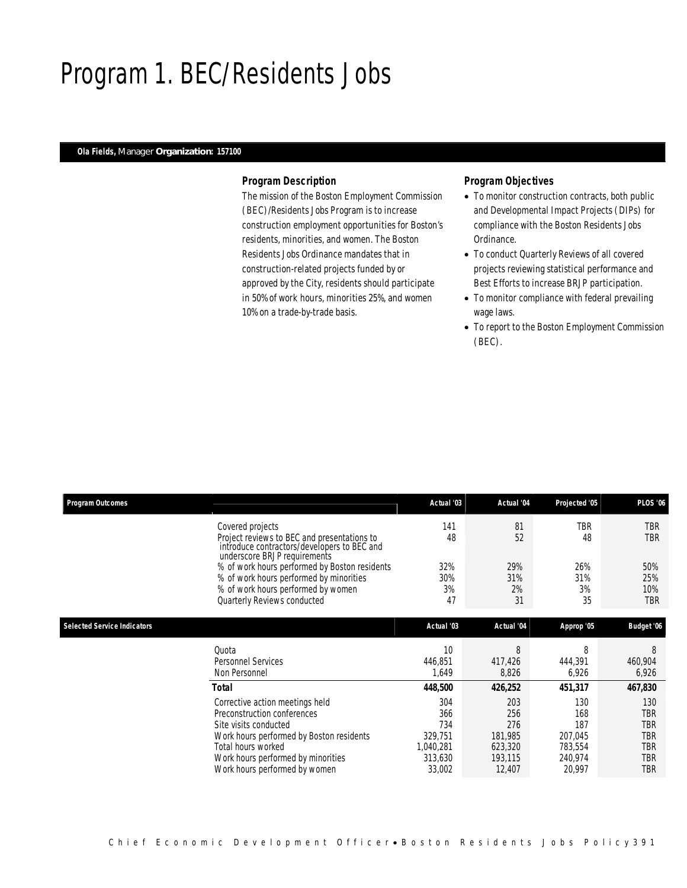# Program 1. BEC/Residents Jobs

**Ola Fields,** Manager **Organization: 157100**

### Program Description

The mission of the Boston Employment Commission (BEC)/Residents Jobs Program is to increase construction employment opportunities for Boston's residents, minorities, and women. The Boston Residents Jobs Ordinance mandates that in construction-related projects funded by or approved by the City, residents should participate in 50% of work hours, minorities 25%, and women 10% on a trade-by-trade basis.

### Program Objectives

- To monitor construction contracts, both public and Developmental Impact Projects (DIPs) for compliance with the Boston Residents Jobs Ordinance.
- To conduct Quarterly Reviews of all covered projects reviewing statistical performance and Best Efforts to increase BRJP participation.
- To monitor compliance with federal prevailing wage laws.
- To report to the Boston Employment Commission (BEC).

| Program Outcomes | Actual '03 | Actual '04 | Projected '05 | PLOS '06 |
|---|---|---|---|---|
| Covered projects | 141 | 81 | TBR | TBR |
| Project reviews to BEC and presentations to introduce contractors/developers to BEC and underscore BRJP requirements | 48 | 52 | 48 | TBR |
| % of work hours performed by Boston residents | 32% | 29% | 26% | 50% |
| % of work hours performed by minorities | 30% | 31% | 31% | 25% |
| % of work hours performed by women | 3% | 2% | 3% | 10% |
| Quarterly Reviews conducted | 47 | 31 | 35 | TBR |

| Selected Service Indicators | Actual '03 | Actual '04 | Approp '05 | Budget '06 |
|---|---|---|---|---|
| Quota | 10 | 8 | 8 | 8 |
| Personnel Services | 446,851 | 417,426 | 444,391 | 460,904 |
| Non Personnel | 1,649 | 8,826 | 6,926 | 6,926 |
| **Total** | **448,500** | **426,252** | **451,317** | **467,830** |
| Corrective action meetings held | 304 | 203 | 130 | 130 |
| Preconstruction conferences | 366 | 256 | 168 | TBR |
| Site visits conducted | 734 | 276 | 187 | TBR |
| Work hours performed by Boston residents | 329,751 | 181,985 | 207,045 | TBR |
| Total hours worked | 1,040,281 | 623,320 | 783,554 | TBR |
| Work hours performed by minorities | 313,630 | 193,115 | 240,974 | TBR |
| Work hours performed by women | 33,002 | 12,407 | 20,997 | TBR |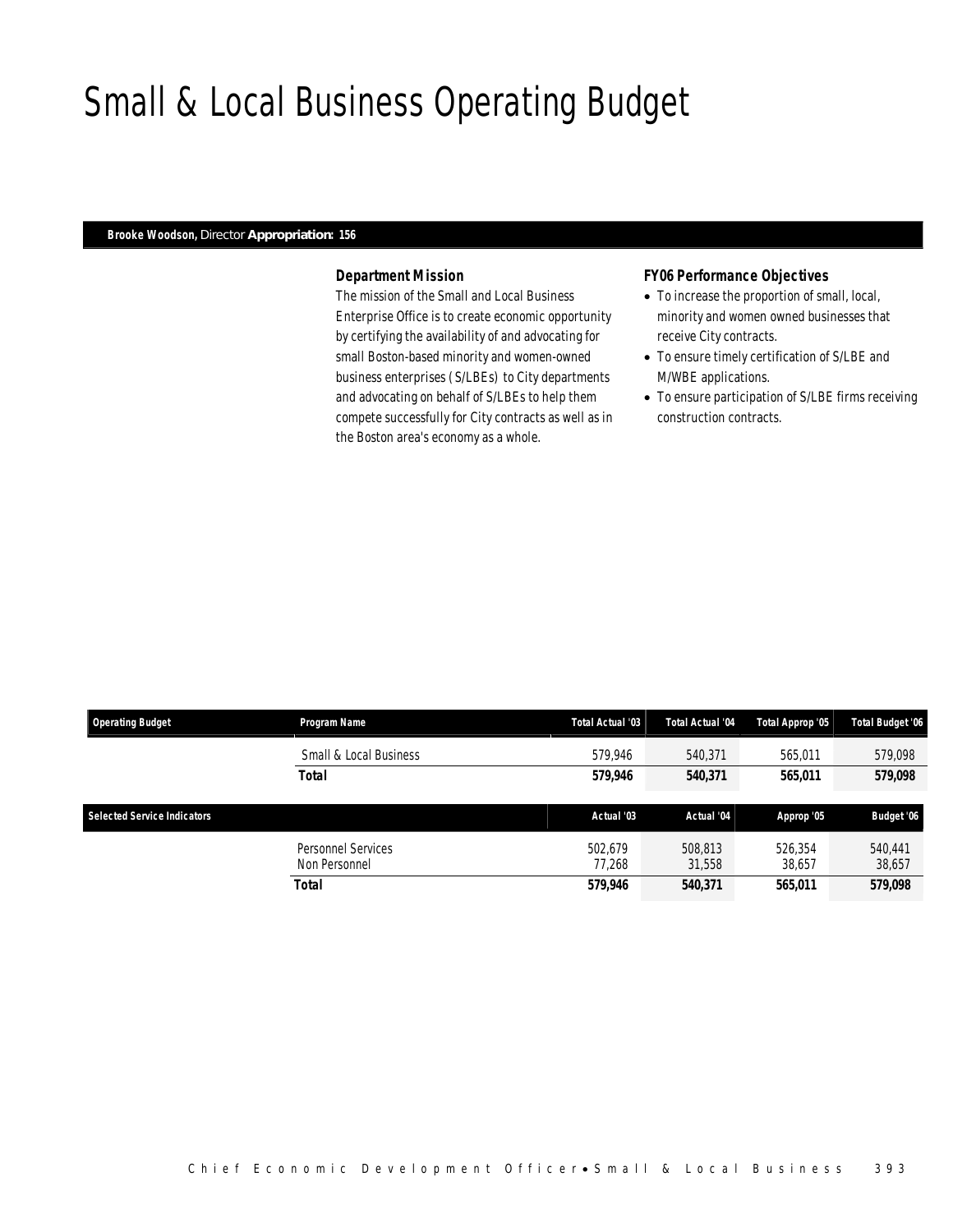# Small & Local Business Operating Budget

**Brooke Woodson,** Director **Appropriation: 156**

### Department Mission

The mission of the Small and Local Business Enterprise Office is to create economic opportunity by certifying the availability of and advocating for small Boston-based minority and women-owned business enterprises (S/LBEs) to City departments and advocating on behalf of S/LBEs to help them compete successfully for City contracts as well as in the Boston area's economy as a whole.

### FY06 Performance Objectives

- To increase the proportion of small, local, minority and women owned businesses that receive City contracts.
- To ensure timely certification of S/LBE and M/WBE applications.
- To ensure participation of S/LBE firms receiving construction contracts.

| Operating Budget | Program Name | Total Actual '03 | Total Actual '04 | Total Approp '05 | Total Budget '06 |
|---|---|---|---|---|---|
| | Small & Local Business | 579,946 | 540,371 | 565,011 | 579,098 |
| | **Total** | **579,946** | **540,371** | **565,011** | **579,098** |

| Selected Service Indicators | | Actual '03 | Actual '04 | Approp '05 | Budget '06 |
|---|---|---|---|---|---|
| | Personnel Services | 502,679 | 508,813 | 526,354 | 540,441 |
| | Non Personnel | 77,268 | 31,558 | 38,657 | 38,657 |
| | **Total** | **579,946** | **540,371** | **565,011** | **579,098** |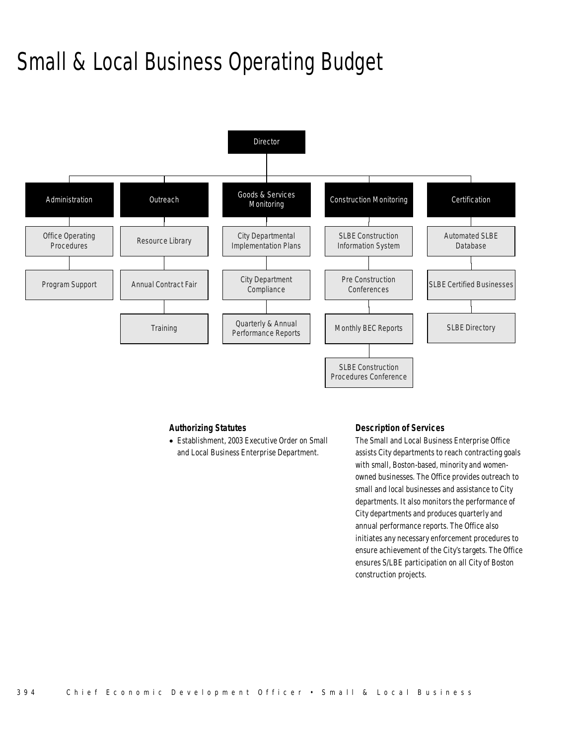# Small & Local Business Operating Budget

- Director
  - Administration
    - Office Operating Procedures
    - Program Support
  - Outreach
    - Resource Library
    - Annual Contract Fair
    - Training
  - Goods & Services Monitoring
    - City Departmental Implementation Plans
    - City Department Compliance
    - Quarterly & Annual Performance Reports
  - Construction Monitoring
    - SLBE Construction Information System
    - Pre Construction Conferences
    - Monthly BEC Reports
    - SLBE Construction Procedures Conference
  - Certification
    - Automated SLBE Database
    - SLBE Certified Businesses
    - SLBE Directory

### Authorizing Statutes

- Establishment, 2003 Executive Order on Small and Local Business Enterprise Department.

### Description of Services

The Small and Local Business Enterprise Office assists City departments to reach contracting goals with small, Boston-based, minority and women-owned businesses. The Office provides outreach to small and local businesses and assistance to City departments. It also monitors the performance of City departments and produces quarterly and annual performance reports. The Office also initiates any necessary enforcement procedures to ensure achievement of the City's targets. The Office ensures S/LBE participation on all City of Boston construction projects.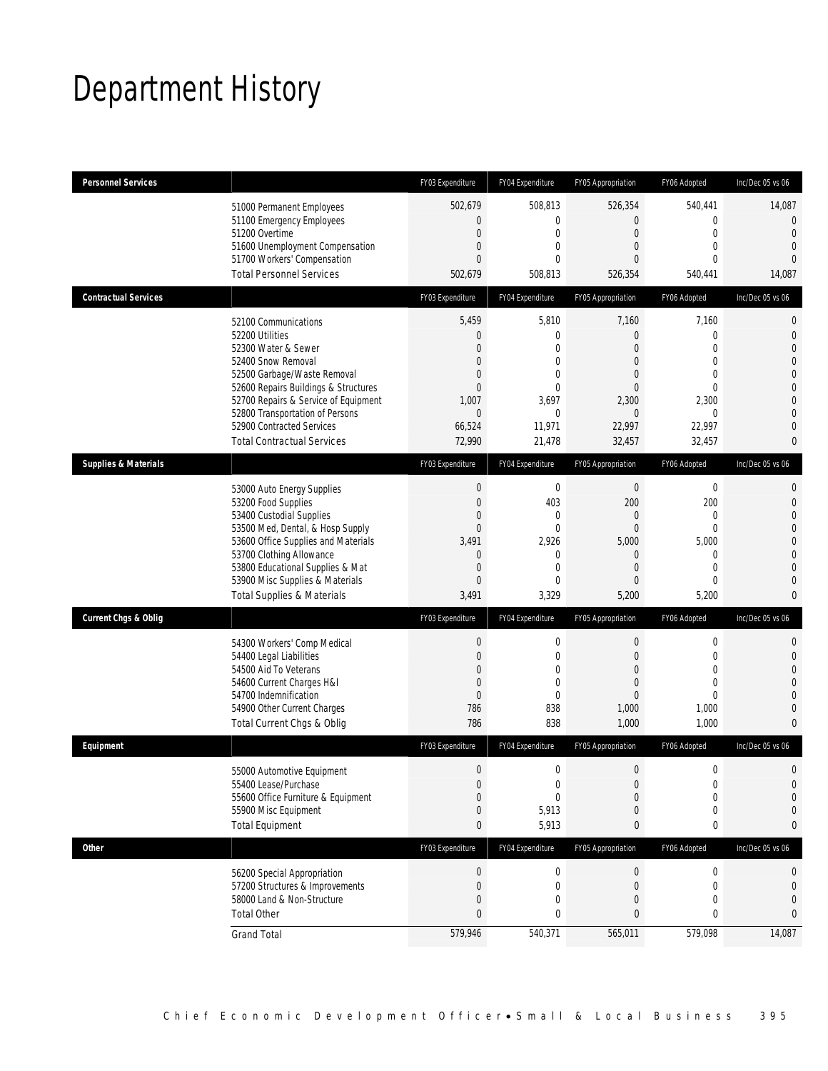# Department History

| Personnel Services | | FY03 Expenditure | FY04 Expenditure | FY05 Appropriation | FY06 Adopted | Inc/Dec 05 vs 06 |
|---|---|---|---|---|---|---|
| | 51000 Permanent Employees | 502,679 | 508,813 | 526,354 | 540,441 | 14,087 |
| | 51100 Emergency Employees | 0 | 0 | 0 | 0 | 0 |
| | 51200 Overtime | 0 | 0 | 0 | 0 | 0 |
| | 51600 Unemployment Compensation | 0 | 0 | 0 | 0 | 0 |
| | 51700 Workers' Compensation | 0 | 0 | 0 | 0 | 0 |
| | Total Personnel Services | 502,679 | 508,813 | 526,354 | 540,441 | 14,087 |
| **Contractual Services** | | FY03 Expenditure | FY04 Expenditure | FY05 Appropriation | FY06 Adopted | Inc/Dec 05 vs 06 |
| | 52100 Communications | 5,459 | 5,810 | 7,160 | 7,160 | 0 |
| | 52200 Utilities | 0 | 0 | 0 | 0 | 0 |
| | 52300 Water & Sewer | 0 | 0 | 0 | 0 | 0 |
| | 52400 Snow Removal | 0 | 0 | 0 | 0 | 0 |
| | 52500 Garbage/Waste Removal | 0 | 0 | 0 | 0 | 0 |
| | 52600 Repairs Buildings & Structures | 0 | 0 | 0 | 0 | 0 |
| | 52700 Repairs & Service of Equipment | 1,007 | 3,697 | 2,300 | 2,300 | 0 |
| | 52800 Transportation of Persons | 0 | 0 | 0 | 0 | 0 |
| | 52900 Contracted Services | 66,524 | 11,971 | 22,997 | 22,997 | 0 |
| | Total Contractual Services | 72,990 | 21,478 | 32,457 | 32,457 | 0 |
| **Supplies & Materials** | | FY03 Expenditure | FY04 Expenditure | FY05 Appropriation | FY06 Adopted | Inc/Dec 05 vs 06 |
| | 53000 Auto Energy Supplies | 0 | 0 | 0 | 0 | 0 |
| | 53200 Food Supplies | 0 | 403 | 200 | 200 | 0 |
| | 53400 Custodial Supplies | 0 | 0 | 0 | 0 | 0 |
| | 53500 Med, Dental, & Hosp Supply | 0 | 0 | 0 | 0 | 0 |
| | 53600 Office Supplies and Materials | 3,491 | 2,926 | 5,000 | 5,000 | 0 |
| | 53700 Clothing Allowance | 0 | 0 | 0 | 0 | 0 |
| | 53800 Educational Supplies & Mat | 0 | 0 | 0 | 0 | 0 |
| | 53900 Misc Supplies & Materials | 0 | 0 | 0 | 0 | 0 |
| | Total Supplies & Materials | 3,491 | 3,329 | 5,200 | 5,200 | 0 |
| **Current Chgs & Oblig** | | FY03 Expenditure | FY04 Expenditure | FY05 Appropriation | FY06 Adopted | Inc/Dec 05 vs 06 |
| | 54300 Workers' Comp Medical | 0 | 0 | 0 | 0 | 0 |
| | 54400 Legal Liabilities | 0 | 0 | 0 | 0 | 0 |
| | 54500 Aid To Veterans | 0 | 0 | 0 | 0 | 0 |
| | 54600 Current Charges H&I | 0 | 0 | 0 | 0 | 0 |
| | 54700 Indemnification | 0 | 0 | 0 | 0 | 0 |
| | 54900 Other Current Charges | 786 | 838 | 1,000 | 1,000 | 0 |
| | Total Current Chgs & Oblig | 786 | 838 | 1,000 | 1,000 | 0 |
| **Equipment** | | FY03 Expenditure | FY04 Expenditure | FY05 Appropriation | FY06 Adopted | Inc/Dec 05 vs 06 |
| | 55000 Automotive Equipment | 0 | 0 | 0 | 0 | 0 |
| | 55400 Lease/Purchase | 0 | 0 | 0 | 0 | 0 |
| | 55600 Office Furniture & Equipment | 0 | 0 | 0 | 0 | 0 |
| | 55900 Misc Equipment | 0 | 5,913 | 0 | 0 | 0 |
| | Total Equipment | 0 | 5,913 | 0 | 0 | 0 |
| **Other** | | FY03 Expenditure | FY04 Expenditure | FY05 Appropriation | FY06 Adopted | Inc/Dec 05 vs 06 |
| | 56200 Special Appropriation | 0 | 0 | 0 | 0 | 0 |
| | 57200 Structures & Improvements | 0 | 0 | 0 | 0 | 0 |
| | 58000 Land & Non-Structure | 0 | 0 | 0 | 0 | 0 |
| | Total Other | 0 | 0 | 0 | 0 | 0 |
| | Grand Total | 579,946 | 540,371 | 565,011 | 579,098 | 14,087 |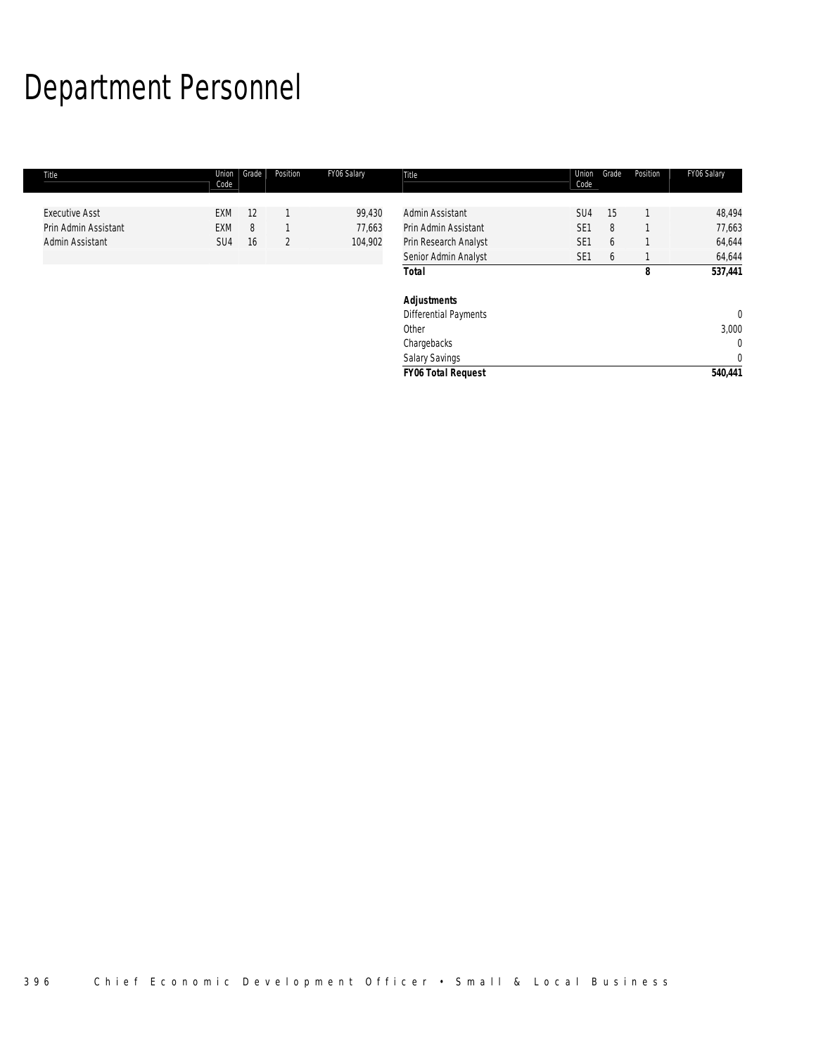# Department Personnel

| Title | Union Code | Grade | Position | FY06 Salary |
|---|---|---|---|---|
| Executive Asst | EXM | 12 | 1 | 99,430 |
| Prin Admin Assistant | EXM | 8 | 1 | 77,663 |
| Admin Assistant | SU4 | 16 | 2 | 104,902 |
| Admin Assistant | SU4 | 15 | 1 | 48,494 |
| Prin Admin Assistant | SE1 | 8 | 1 | 77,663 |
| Prin Research Analyst | SE1 | 6 | 1 | 64,644 |
| Senior Admin Analyst | SE1 | 6 | 1 | 64,644 |
| **Total** | | | **8** | **537,441** |
| | | | | |
| ***Adjustments*** | | | | |
| Differential Payments | | | | 0 |
| Other | | | | 3,000 |
| Chargebacks | | | | 0 |
| Salary Savings | | | | 0 |
| ***FY06 Total Request*** | | | | **540,441** |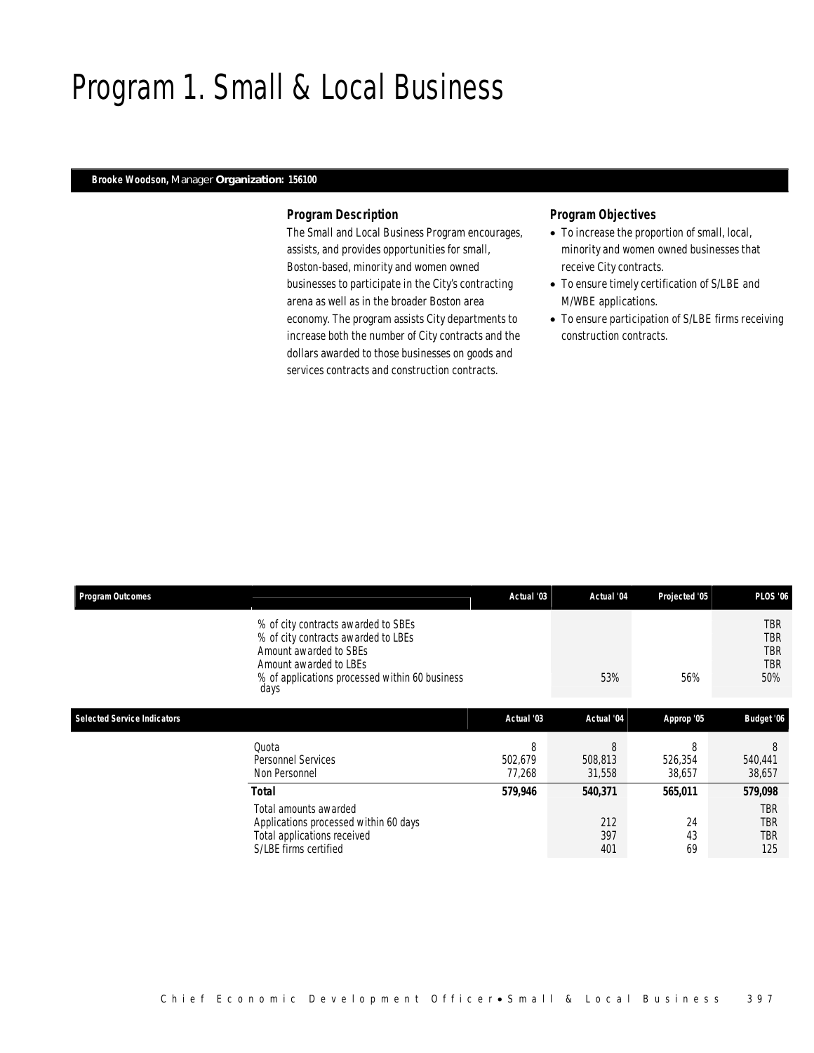# Program 1. Small & Local Business

**Brooke Woodson,** Manager **Organization: 156100**

### Program Description

The Small and Local Business Program encourages, assists, and provides opportunities for small, Boston-based, minority and women owned businesses to participate in the City's contracting arena as well as in the broader Boston area economy. The program assists City departments to increase both the number of City contracts and the dollars awarded to those businesses on goods and services contracts and construction contracts.

### Program Objectives

- To increase the proportion of small, local, minority and women owned businesses that receive City contracts.
- To ensure timely certification of S/LBE and M/WBE applications.
- To ensure participation of S/LBE firms receiving construction contracts.

| Program Outcomes | Actual '03 | Actual '04 | Projected '05 | PLOS '06 |
|---|---|---|---|---|
| % of city contracts awarded to SBEs | | | | TBR |
| % of city contracts awarded to LBEs | | | | TBR |
| Amount awarded to SBEs | | | | TBR |
| Amount awarded to LBEs | | | | TBR |
| % of applications processed within 60 business days | | 53% | 56% | 50% |

| Selected Service Indicators | Actual '03 | Actual '04 | Approp '05 | Budget '06 |
|---|---|---|---|---|
| Quota | 8 | 8 | 8 | 8 |
| Personnel Services | 502,679 | 508,813 | 526,354 | 540,441 |
| Non Personnel | 77,268 | 31,558 | 38,657 | 38,657 |
| **Total** | **579,946** | **540,371** | **565,011** | **579,098** |
| Total amounts awarded | | | | TBR |
| Applications processed within 60 days | | 212 | 24 | TBR |
| Total applications received | | 397 | 43 | TBR |
| S/LBE firms certified | | 401 | 69 | 125 |